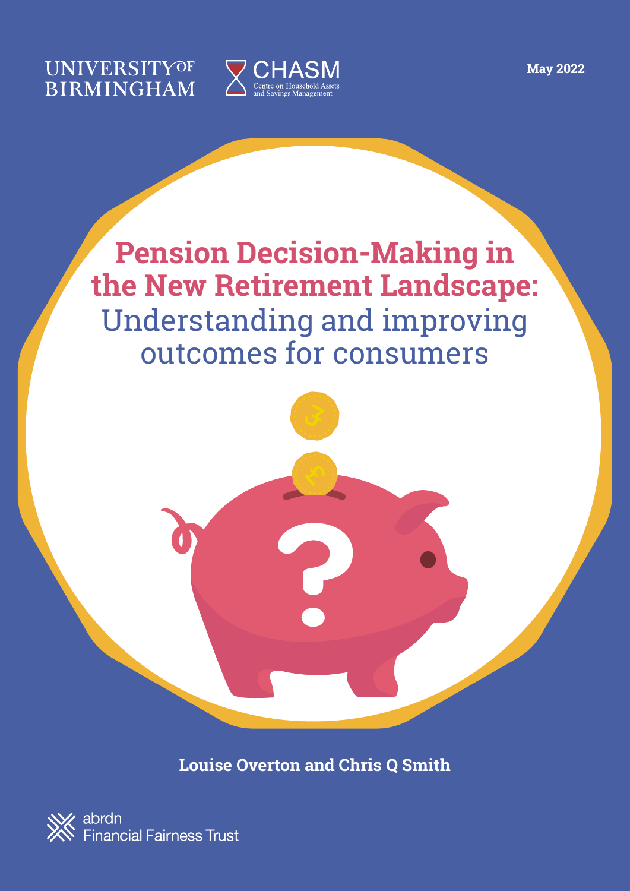UNIVERSITY OF BIRMINGHAM | CHASM Centre on Household Assets and Savings Management

May 2022

# Pension Decision-Making in the New Retirement Landscape: Understanding and improving outcomes for consumers

**Louise Overton and Chris Q Smith**

abrdn Financial Fairness Trust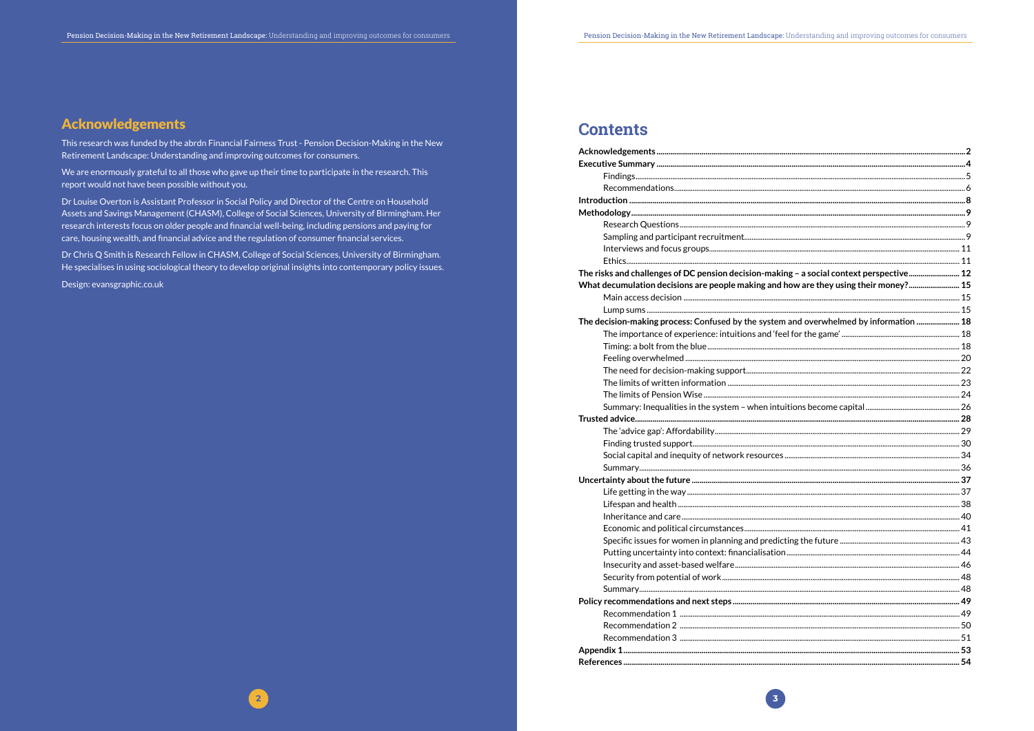## Acknowledgements

This research was funded by the abrdn Financial Fairness Trust - Pension Decision-Making in the New Retirement Landscape: Understanding and improving outcomes for consumers.

We are enormously grateful to all those who gave up their time to participate in the research. This report would not have been possible without you.

Dr Louise Overton is Assistant Professor in Social Policy and Director of the Centre on Household Assets and Savings Management (CHASM), College of Social Sciences, University of Birmingham. Her research interests focus on older people and financial well-being, including pensions and paying for care, housing wealth, and financial advice and the regulation of consumer financial services.

Dr Chris Q Smith is Research Fellow in CHASM, College of Social Sciences, University of Birmingham. He specialises in using sociological theory to develop original insights into contemporary policy issues.

Design: evansgraphic.co.uk

## Contents

**Acknowledgements** ..... 2
**Executive Summary** ..... 4
- Findings ..... 5
- Recommendations ..... 6

**Introduction** ..... 8
**Methodology** ..... 9
- Research Questions ..... 9
- Sampling and participant recruitment ..... 9
- Interviews and focus groups ..... 11
- Ethics ..... 11

**The risks and challenges of DC pension decision-making – a social context perspective** ..... 12
**What decumulation decisions are people making and how are they using their money?** ..... 15
- Main access decision ..... 15
- Lump sums ..... 15

**The decision-making process: Confused by the system and overwhelmed by information** ..... 18
- The importance of experience: intuitions and 'feel for the game' ..... 18
- Timing: a bolt from the blue ..... 18
- Feeling overwhelmed ..... 20
- The need for decision-making support ..... 22
- The limits of written information ..... 23
- The limits of Pension Wise ..... 24
- Summary: Inequalities in the system – when intuitions become capital ..... 26

**Trusted advice** ..... 28
- The 'advice gap': Affordability ..... 29
- Finding trusted support ..... 30
- Social capital and inequity of network resources ..... 34
- Summary ..... 36

**Uncertainty about the future** ..... 37
- Life getting in the way ..... 37
- Lifespan and health ..... 38
- Inheritance and care ..... 40
- Economic and political circumstances ..... 41
- Specific issues for women in planning and predicting the future ..... 43
- Putting uncertainty into context: financialisation ..... 44
- Insecurity and asset-based welfare ..... 46
- Security from potential of work ..... 48
- Summary ..... 48

**Policy recommendations and next steps** ..... 49
- Recommendation 1 ..... 49
- Recommendation 2 ..... 50
- Recommendation 3 ..... 51

**Appendix 1** ..... 53
**References** ..... 54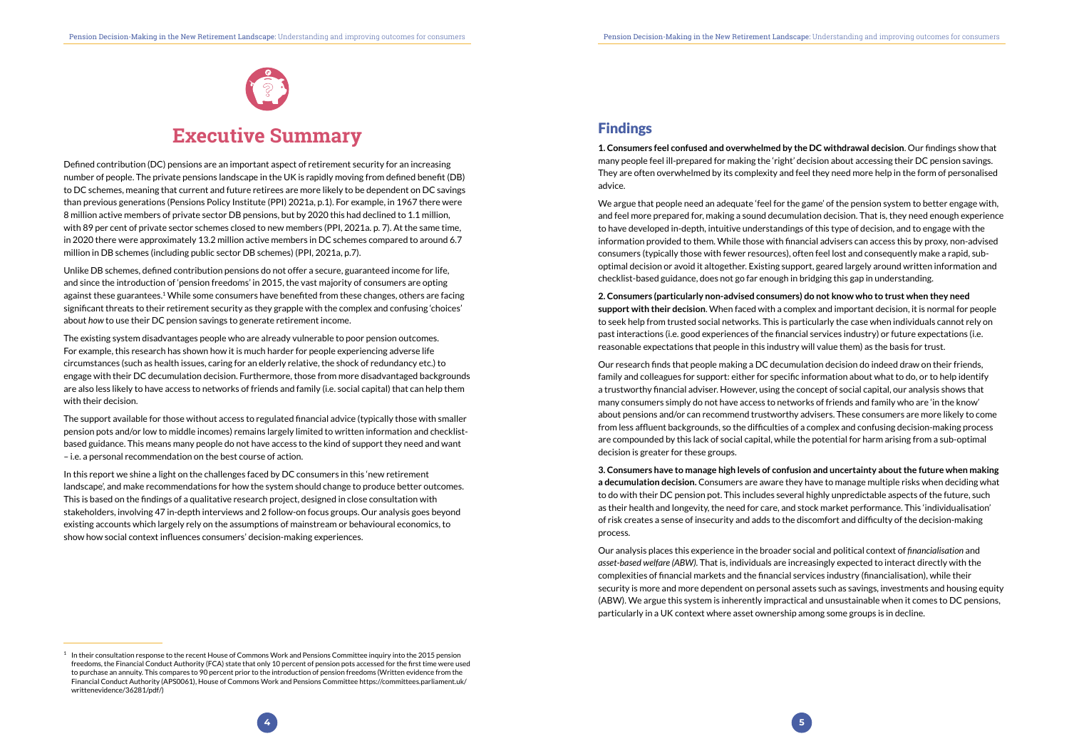# Executive Summary

Defined contribution (DC) pensions are an important aspect of retirement security for an increasing number of people. The private pensions landscape in the UK is rapidly moving from defined benefit (DB) to DC schemes, meaning that current and future retirees are more likely to be dependent on DC savings than previous generations (Pensions Policy Institute (PPI) 2021a, p.1). For example, in 1967 there were 8 million active members of private sector DB pensions, but by 2020 this had declined to 1.1 million, with 89 per cent of private sector schemes closed to new members (PPI, 2021a. p. 7). At the same time, in 2020 there were approximately 13.2 million active members in DC schemes compared to around 6.7 million in DB schemes (including public sector DB schemes) (PPI, 2021a, p.7).

Unlike DB schemes, defined contribution pensions do not offer a secure, guaranteed income for life, and since the introduction of 'pension freedoms' in 2015, the vast majority of consumers are opting against these guarantees.[1] While some consumers have benefited from these changes, others are facing significant threats to their retirement security as they grapple with the complex and confusing 'choices' about *how* to use their DC pension savings to generate retirement income.

The existing system disadvantages people who are already vulnerable to poor pension outcomes. For example, this research has shown how it is much harder for people experiencing adverse life circumstances (such as health issues, caring for an elderly relative, the shock of redundancy etc.) to engage with their DC decumulation decision. Furthermore, those from more disadvantaged backgrounds are also less likely to have access to networks of friends and family (i.e. social capital) that can help them with their decision.

The support available for those without access to regulated financial advice (typically those with smaller pension pots and/or low to middle incomes) remains largely limited to written information and checklist-based guidance. This means many people do not have access to the kind of support they need and want – i.e. a personal recommendation on the best course of action.

In this report we shine a light on the challenges faced by DC consumers in this 'new retirement landscape', and make recommendations for how the system should change to produce better outcomes. This is based on the findings of a qualitative research project, designed in close consultation with stakeholders, involving 47 in-depth interviews and 2 follow-on focus groups. Our analysis goes beyond existing accounts which largely rely on the assumptions of mainstream or behavioural economics, to show how social context influences consumers' decision-making experiences.

[1] In their consultation response to the recent House of Commons Work and Pensions Committee inquiry into the 2015 pension freedoms, the Financial Conduct Authority (FCA) state that only 10 percent of pension pots accessed for the first time were used to purchase an annuity. This compares to 90 percent prior to the introduction of pension freedoms (Written evidence from the Financial Conduct Authority (APS0061), House of Commons Work and Pensions Committee https://committees.parliament.uk/writtenevidence/36281/pdf/)

## Findings

**1. Consumers feel confused and overwhelmed by the DC withdrawal decision**. Our findings show that many people feel ill-prepared for making the 'right' decision about accessing their DC pension savings. They are often overwhelmed by its complexity and feel they need more help in the form of personalised advice.

We argue that people need an adequate 'feel for the game' of the pension system to better engage with, and feel more prepared for, making a sound decumulation decision. That is, they need enough experience to have developed in-depth, intuitive understandings of this type of decision, and to engage with the information provided to them. While those with financial advisers can access this by proxy, non-advised consumers (typically those with fewer resources), often feel lost and consequently make a rapid, sub-optimal decision or avoid it altogether. Existing support, geared largely around written information and checklist-based guidance, does not go far enough in bridging this gap in understanding.

**2. Consumers (particularly non-advised consumers) do not know who to trust when they need support with their decision**. When faced with a complex and important decision, it is normal for people to seek help from trusted social networks. This is particularly the case when individuals cannot rely on past interactions (i.e. good experiences of the financial services industry) or future expectations (i.e. reasonable expectations that people in this industry will value them) as the basis for trust.

Our research finds that people making a DC decumulation decision do indeed draw on their friends, family and colleagues for support: either for specific information about what to do, or to help identify a trustworthy financial adviser. However, using the concept of social capital, our analysis shows that many consumers simply do not have access to networks of friends and family who are 'in the know' about pensions and/or can recommend trustworthy advisers. These consumers are more likely to come from less affluent backgrounds, so the difficulties of a complex and confusing decision-making process are compounded by this lack of social capital, while the potential for harm arising from a sub-optimal decision is greater for these groups.

**3. Consumers have to manage high levels of confusion and uncertainty about the future when making a decumulation decision.** Consumers are aware they have to manage multiple risks when deciding what to do with their DC pension pot. This includes several highly unpredictable aspects of the future, such as their health and longevity, the need for care, and stock market performance. This 'individualisation' of risk creates a sense of insecurity and adds to the discomfort and difficulty of the decision-making process.

Our analysis places this experience in the broader social and political context of *financialisation* and *asset-based welfare (ABW)*. That is, individuals are increasingly expected to interact directly with the complexities of financial markets and the financial services industry (financialisation), while their security is more and more dependent on personal assets such as savings, investments and housing equity (ABW). We argue this system is inherently impractical and unsustainable when it comes to DC pensions, particularly in a UK context where asset ownership among some groups is in decline.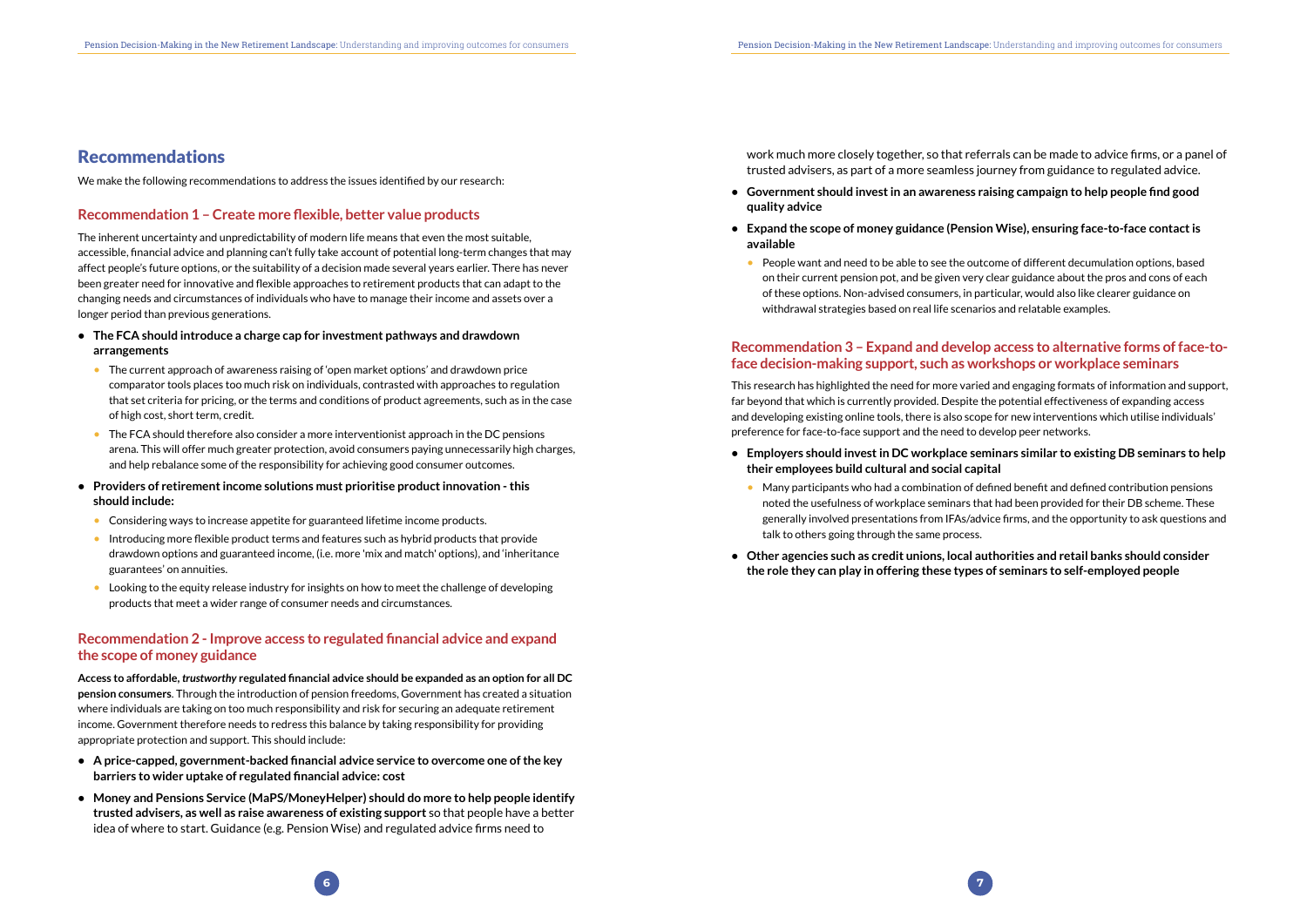## Recommendations

We make the following recommendations to address the issues identified by our research:

### Recommendation 1 – Create more flexible, better value products

The inherent uncertainty and unpredictability of modern life means that even the most suitable, accessible, financial advice and planning can't fully take account of potential long-term changes that may affect people's future options, or the suitability of a decision made several years earlier. There has never been greater need for innovative and flexible approaches to retirement products that can adapt to the changing needs and circumstances of individuals who have to manage their income and assets over a longer period than previous generations.

- **The FCA should introduce a charge cap for investment pathways and drawdown arrangements**
  - The current approach of awareness raising of 'open market options' and drawdown price comparator tools places too much risk on individuals, contrasted with approaches to regulation that set criteria for pricing, or the terms and conditions of product agreements, such as in the case of high cost, short term, credit.
  - The FCA should therefore also consider a more interventionist approach in the DC pensions arena. This will offer much greater protection, avoid consumers paying unnecessarily high charges, and help rebalance some of the responsibility for achieving good consumer outcomes.
- **Providers of retirement income solutions must prioritise product innovation - this should include:**
  - Considering ways to increase appetite for guaranteed lifetime income products.
  - Introducing more flexible product terms and features such as hybrid products that provide drawdown options and guaranteed income, (i.e. more 'mix and match' options), and 'inheritance guarantees' on annuities.
  - Looking to the equity release industry for insights on how to meet the challenge of developing products that meet a wider range of consumer needs and circumstances.

### Recommendation 2 - Improve access to regulated financial advice and expand the scope of money guidance

**Access to affordable, *trustworthy* regulated financial advice should be expanded as an option for all DC pension consumers**. Through the introduction of pension freedoms, Government has created a situation where individuals are taking on too much responsibility and risk for securing an adequate retirement income. Government therefore needs to redress this balance by taking responsibility for providing appropriate protection and support. This should include:

- **A price-capped, government-backed financial advice service to overcome one of the key barriers to wider uptake of regulated financial advice: cost**
- **Money and Pensions Service (MaPS/MoneyHelper) should do more to help people identify trusted advisers, as well as raise awareness of existing support** so that people have a better idea of where to start. Guidance (e.g. Pension Wise) and regulated advice firms need to work much more closely together, so that referrals can be made to advice firms, or a panel of trusted advisers, as part of a more seamless journey from guidance to regulated advice.
- **Government should invest in an awareness raising campaign to help people find good quality advice**
- **Expand the scope of money guidance (Pension Wise), ensuring face-to-face contact is available**
  - People want and need to be able to see the outcome of different decumulation options, based on their current pension pot, and be given very clear guidance about the pros and cons of each of these options. Non-advised consumers, in particular, would also like clearer guidance on withdrawal strategies based on real life scenarios and relatable examples.

### Recommendation 3 – Expand and develop access to alternative forms of face-to-face decision-making support, such as workshops or workplace seminars

This research has highlighted the need for more varied and engaging formats of information and support, far beyond that which is currently provided. Despite the potential effectiveness of expanding access and developing existing online tools, there is also scope for new interventions which utilise individuals' preference for face-to-face support and the need to develop peer networks.

- **Employers should invest in DC workplace seminars similar to existing DB seminars to help their employees build cultural and social capital**
  - Many participants who had a combination of defined benefit and defined contribution pensions noted the usefulness of workplace seminars that had been provided for their DB scheme. These generally involved presentations from IFAs/advice firms, and the opportunity to ask questions and talk to others going through the same process.
- **Other agencies such as credit unions, local authorities and retail banks should consider the role they can play in offering these types of seminars to self-employed people**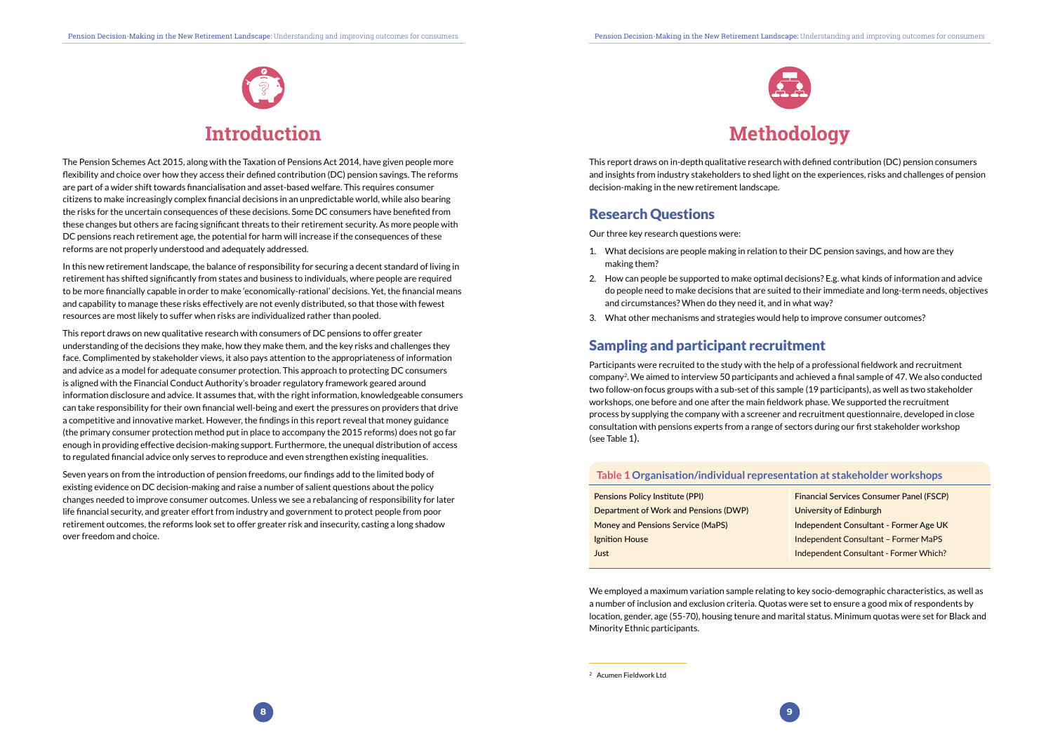# Introduction

The Pension Schemes Act 2015, along with the Taxation of Pensions Act 2014, have given people more flexibility and choice over how they access their defined contribution (DC) pension savings. The reforms are part of a wider shift towards financialisation and asset-based welfare. This requires consumer citizens to make increasingly complex financial decisions in an unpredictable world, while also bearing the risks for the uncertain consequences of these decisions. Some DC consumers have benefited from these changes but others are facing significant threats to their retirement security. As more people with DC pensions reach retirement age, the potential for harm will increase if the consequences of these reforms are not properly understood and adequately addressed.

In this new retirement landscape, the balance of responsibility for securing a decent standard of living in retirement has shifted significantly from states and business to individuals, where people are required to be more financially capable in order to make 'economically-rational' decisions. Yet, the financial means and capability to manage these risks effectively are not evenly distributed, so that those with fewest resources are most likely to suffer when risks are individualized rather than pooled.

This report draws on new qualitative research with consumers of DC pensions to offer greater understanding of the decisions they make, how they make them, and the key risks and challenges they face. Complimented by stakeholder views, it also pays attention to the appropriateness of information and advice as a model for adequate consumer protection. This approach to protecting DC consumers is aligned with the Financial Conduct Authority's broader regulatory framework geared around information disclosure and advice. It assumes that, with the right information, knowledgeable consumers can take responsibility for their own financial well-being and exert the pressures on providers that drive a competitive and innovative market. However, the findings in this report reveal that money guidance (the primary consumer protection method put in place to accompany the 2015 reforms) does not go far enough in providing effective decision-making support. Furthermore, the unequal distribution of access to regulated financial advice only serves to reproduce and even strengthen existing inequalities.

Seven years on from the introduction of pension freedoms, our findings add to the limited body of existing evidence on DC decision-making and raise a number of salient questions about the policy changes needed to improve consumer outcomes. Unless we see a rebalancing of responsibility for later life financial security, and greater effort from industry and government to protect people from poor retirement outcomes, the reforms look set to offer greater risk and insecurity, casting a long shadow over freedom and choice.

# Methodology

This report draws on in-depth qualitative research with defined contribution (DC) pension consumers and insights from industry stakeholders to shed light on the experiences, risks and challenges of pension decision-making in the new retirement landscape.

## Research Questions

Our three key research questions were:

1. What decisions are people making in relation to their DC pension savings, and how are they making them?
2. How can people be supported to make optimal decisions? E.g. what kinds of information and advice do people need to make decisions that are suited to their immediate and long-term needs, objectives and circumstances? When do they need it, and in what way?
3. What other mechanisms and strategies would help to improve consumer outcomes?

## Sampling and participant recruitment

Participants were recruited to the study with the help of a professional fieldwork and recruitment company[2]. We aimed to interview 50 participants and achieved a final sample of 47. We also conducted two follow-on focus groups with a sub-set of this sample (19 participants), as well as two stakeholder workshops, one before and one after the main fieldwork phase. We supported the recruitment process by supplying the company with a screener and recruitment questionnaire, developed in close consultation with pensions experts from a range of sectors during our first stakeholder workshop (see Table 1).

**Table 1 Organisation/individual representation at stakeholder workshops**

| | |
|---|---|
| Pensions Policy Institute (PPI) | Financial Services Consumer Panel (FSCP) |
| Department of Work and Pensions (DWP) | University of Edinburgh |
| Money and Pensions Service (MaPS) | Independent Consultant - Former Age UK |
| Ignition House | Independent Consultant – Former MaPS |
| Just | Independent Consultant - Former Which? |

We employed a maximum variation sample relating to key socio-demographic characteristics, as well as a number of inclusion and exclusion criteria. Quotas were set to ensure a good mix of respondents by location, gender, age (55-70), housing tenure and marital status. Minimum quotas were set for Black and Minority Ethnic participants.

[2] Acumen Fieldwork Ltd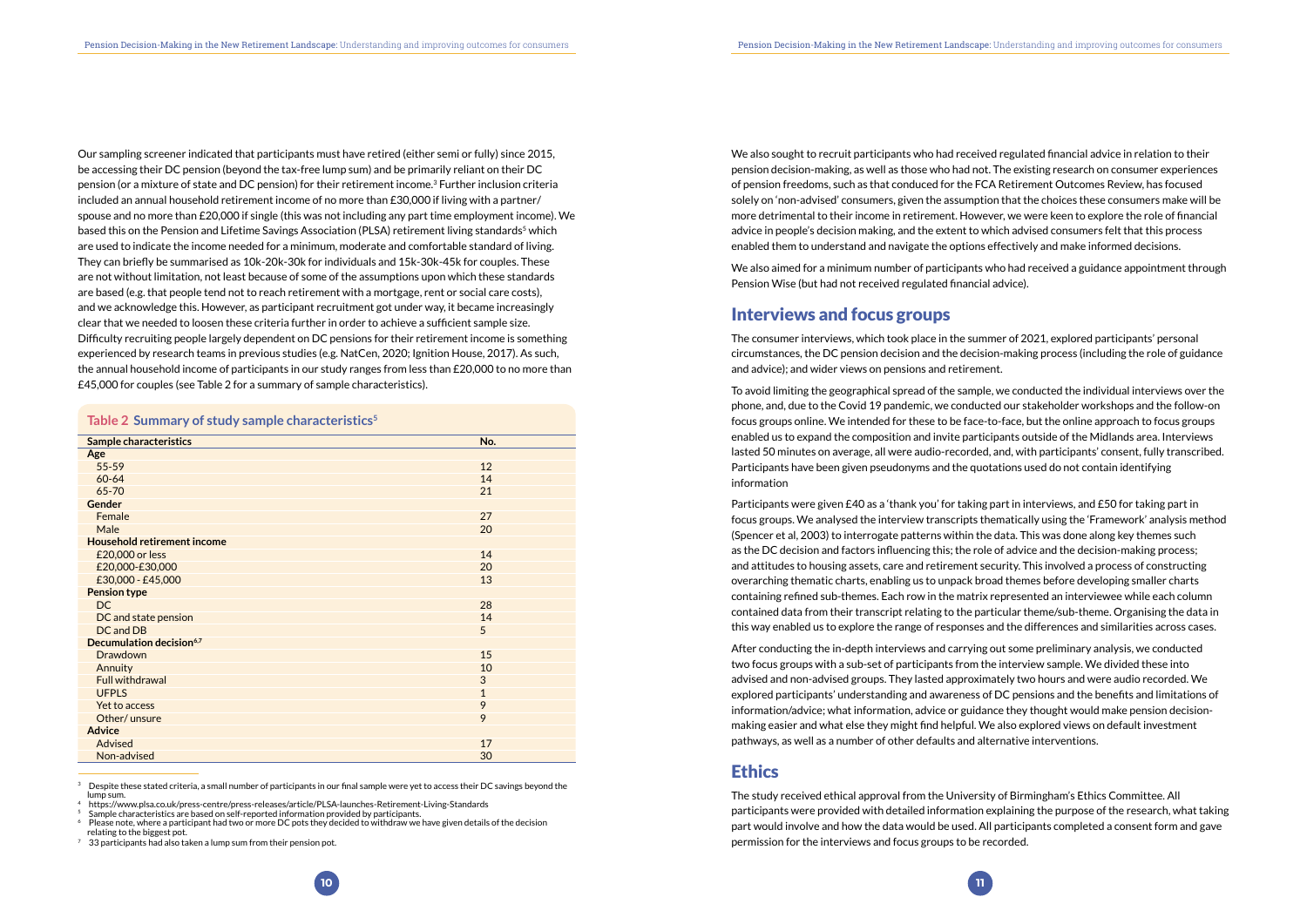Our sampling screener indicated that participants must have retired (either semi or fully) since 2015, be accessing their DC pension (beyond the tax-free lump sum) and be primarily reliant on their DC pension (or a mixture of state and DC pension) for their retirement income.[3] Further inclusion criteria included an annual household retirement income of no more than £30,000 if living with a partner/spouse and no more than £20,000 if single (this was not including any part time employment income). We based this on the Pension and Lifetime Savings Association (PLSA) retirement living standards[4] which are used to indicate the income needed for a minimum, moderate and comfortable standard of living. They can briefly be summarised as 10k-20k-30k for individuals and 15k-30k-45k for couples. These are not without limitation, not least because of some of the assumptions upon which these standards are based (e.g. that people tend not to reach retirement with a mortgage, rent or social care costs), and we acknowledge this. However, as participant recruitment got under way, it became increasingly clear that we needed to loosen these criteria further in order to achieve a sufficient sample size. Difficulty recruiting people largely dependent on DC pensions for their retirement income is something experienced by research teams in previous studies (e.g. NatCen, 2020; Ignition House, 2017). As such, the annual household income of participants in our study ranges from less than £20,000 to no more than £45,000 for couples (see Table 2 for a summary of sample characteristics).

**Table 2 Summary of study sample characteristics[5]**

| Sample characteristics | No. |
|---|---|
| **Age** | |
| 55-59 | 12 |
| 60-64 | 14 |
| 65-70 | 21 |
| **Gender** | |
| Female | 27 |
| Male | 20 |
| **Household retirement income** | |
| £20,000 or less | 14 |
| £20,000-£30,000 | 20 |
| £30,000 - £45,000 | 13 |
| **Pension type** | |
| DC | 28 |
| DC and state pension | 14 |
| DC and DB | 5 |
| **Decumulation decision[6,7]** | |
| Drawdown | 15 |
| Annuity | 10 |
| Full withdrawal | 3 |
| UFPLS | 1 |
| Yet to access | 9 |
| Other/ unsure | 9 |
| **Advice** | |
| Advised | 17 |
| Non-advised | 30 |

[3] Despite these stated criteria, a small number of participants in our final sample were yet to access their DC savings beyond the lump sum.

[4] https://www.plsa.co.uk/press-centre/press-releases/article/PLSA-launches-Retirement-Living-Standards

[5] Sample characteristics are based on self-reported information provided by participants.

[6] Please note, where a participant had two or more DC pots they decided to withdraw we have given details of the decision relating to the biggest pot.

[7] 33 participants had also taken a lump sum from their pension pot.

We also sought to recruit participants who had received regulated financial advice in relation to their pension decision-making, as well as those who had not. The existing research on consumer experiences of pension freedoms, such as that conduced for the FCA Retirement Outcomes Review, has focused solely on 'non-advised' consumers, given the assumption that the choices these consumers make will be more detrimental to their income in retirement. However, we were keen to explore the role of financial advice in people's decision making, and the extent to which advised consumers felt that this process enabled them to understand and navigate the options effectively and make informed decisions.

We also aimed for a minimum number of participants who had received a guidance appointment through Pension Wise (but had not received regulated financial advice).

## Interviews and focus groups

The consumer interviews, which took place in the summer of 2021, explored participants' personal circumstances, the DC pension decision and the decision-making process (including the role of guidance and advice); and wider views on pensions and retirement.

To avoid limiting the geographical spread of the sample, we conducted the individual interviews over the phone, and, due to the Covid 19 pandemic, we conducted our stakeholder workshops and the follow-on focus groups online. We intended for these to be face-to-face, but the online approach to focus groups enabled us to expand the composition and invite participants outside of the Midlands area. Interviews lasted 50 minutes on average, all were audio-recorded, and, with participants' consent, fully transcribed. Participants have been given pseudonyms and the quotations used do not contain identifying information

Participants were given £40 as a 'thank you' for taking part in interviews, and £50 for taking part in focus groups. We analysed the interview transcripts thematically using the 'Framework' analysis method (Spencer et al, 2003) to interrogate patterns within the data. This was done along key themes such as the DC decision and factors influencing this; the role of advice and the decision-making process; and attitudes to housing assets, care and retirement security. This involved a process of constructing overarching thematic charts, enabling us to unpack broad themes before developing smaller charts containing refined sub-themes. Each row in the matrix represented an interviewee while each column contained data from their transcript relating to the particular theme/sub-theme. Organising the data in this way enabled us to explore the range of responses and the differences and similarities across cases.

After conducting the in-depth interviews and carrying out some preliminary analysis, we conducted two focus groups with a sub-set of participants from the interview sample. We divided these into advised and non-advised groups. They lasted approximately two hours and were audio recorded. We explored participants' understanding and awareness of DC pensions and the benefits and limitations of information/advice; what information, advice or guidance they thought would make pension decision-making easier and what else they might find helpful. We also explored views on default investment pathways, as well as a number of other defaults and alternative interventions.

## Ethics

The study received ethical approval from the University of Birmingham's Ethics Committee. All participants were provided with detailed information explaining the purpose of the research, what taking part would involve and how the data would be used. All participants completed a consent form and gave permission for the interviews and focus groups to be recorded.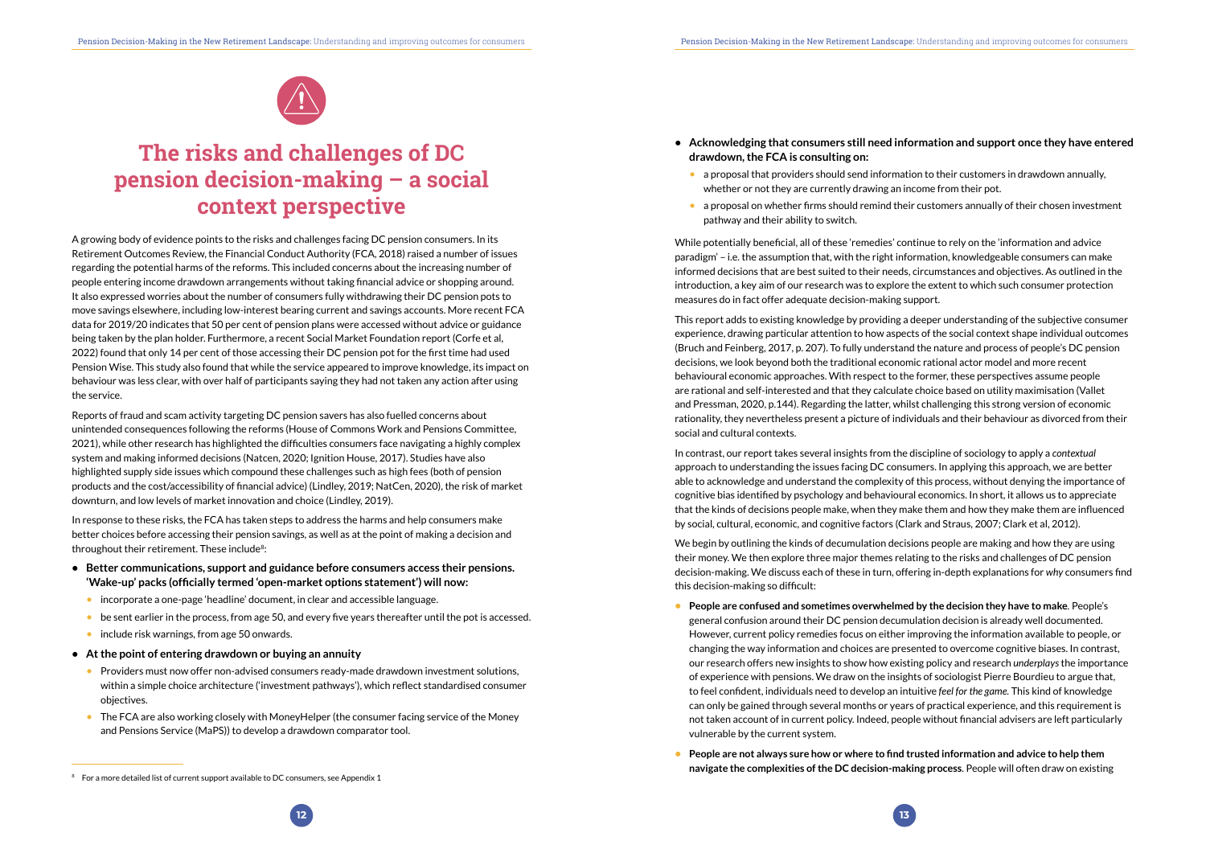# The risks and challenges of DC pension decision-making – a social context perspective

A growing body of evidence points to the risks and challenges facing DC pension consumers. In its Retirement Outcomes Review, the Financial Conduct Authority (FCA, 2018) raised a number of issues regarding the potential harms of the reforms. This included concerns about the increasing number of people entering income drawdown arrangements without taking financial advice or shopping around. It also expressed worries about the number of consumers fully withdrawing their DC pension pots to move savings elsewhere, including low-interest bearing current and savings accounts. More recent FCA data for 2019/20 indicates that 50 per cent of pension plans were accessed without advice or guidance being taken by the plan holder. Furthermore, a recent Social Market Foundation report (Corfe et al, 2022) found that only 14 per cent of those accessing their DC pension pot for the first time had used Pension Wise. This study also found that while the service appeared to improve knowledge, its impact on behaviour was less clear, with over half of participants saying they had not taken any action after using the service.

Reports of fraud and scam activity targeting DC pension savers has also fuelled concerns about unintended consequences following the reforms (House of Commons Work and Pensions Committee, 2021), while other research has highlighted the difficulties consumers face navigating a highly complex system and making informed decisions (Natcen, 2020; Ignition House, 2017). Studies have also highlighted supply side issues which compound these challenges such as high fees (both of pension products and the cost/accessibility of financial advice) (Lindley, 2019; NatCen, 2020), the risk of market downturn, and low levels of market innovation and choice (Lindley, 2019).

In response to these risks, the FCA has taken steps to address the harms and help consumers make better choices before accessing their pension savings, as well as at the point of making a decision and throughout their retirement. These include[8]:

- **Better communications, support and guidance before consumers access their pensions. 'Wake-up' packs (officially termed 'open-market options statement') will now:**
  - incorporate a one-page 'headline' document, in clear and accessible language.
  - be sent earlier in the process, from age 50, and every five years thereafter until the pot is accessed.
  - include risk warnings, from age 50 onwards.
- **At the point of entering drawdown or buying an annuity**
  - Providers must now offer non-advised consumers ready-made drawdown investment solutions, within a simple choice architecture ('investment pathways'), which reflect standardised consumer objectives.
  - The FCA are also working closely with MoneyHelper (the consumer facing service of the Money and Pensions Service (MaPS)) to develop a drawdown comparator tool.
- **Acknowledging that consumers still need information and support once they have entered drawdown, the FCA is consulting on:**
  - a proposal that providers should send information to their customers in drawdown annually, whether or not they are currently drawing an income from their pot.
  - a proposal on whether firms should remind their customers annually of their chosen investment pathway and their ability to switch.

[8] For a more detailed list of current support available to DC consumers, see Appendix 1

While potentially beneficial, all of these 'remedies' continue to rely on the 'information and advice paradigm' – i.e. the assumption that, with the right information, knowledgeable consumers can make informed decisions that are best suited to their needs, circumstances and objectives. As outlined in the introduction, a key aim of our research was to explore the extent to which such consumer protection measures do in fact offer adequate decision-making support.

This report adds to existing knowledge by providing a deeper understanding of the subjective consumer experience, drawing particular attention to how aspects of the social context shape individual outcomes (Bruch and Feinberg, 2017, p. 207). To fully understand the nature and process of people's DC pension decisions, we look beyond both the traditional economic rational actor model and more recent behavioural economic approaches. With respect to the former, these perspectives assume people are rational and self-interested and that they calculate choice based on utility maximisation (Vallet and Pressman, 2020, p.144). Regarding the latter, whilst challenging this strong version of economic rationality, they nevertheless present a picture of individuals and their behaviour as divorced from their social and cultural contexts.

In contrast, our report takes several insights from the discipline of sociology to apply a *contextual* approach to understanding the issues facing DC consumers. In applying this approach, we are better able to acknowledge and understand the complexity of this process, without denying the importance of cognitive bias identified by psychology and behavioural economics. In short, it allows us to appreciate that the kinds of decisions people make, when they make them and how they make them are influenced by social, cultural, economic, and cognitive factors (Clark and Straus, 2007; Clark et al, 2012).

We begin by outlining the kinds of decumulation decisions people are making and how they are using their money. We then explore three major themes relating to the risks and challenges of DC pension decision-making. We discuss each of these in turn, offering in-depth explanations for *why* consumers find this decision-making so difficult:

- **People are confused and sometimes overwhelmed by the decision they have to make**. People's general confusion around their DC pension decumulation decision is already well documented. However, current policy remedies focus on either improving the information available to people, or changing the way information and choices are presented to overcome cognitive biases. In contrast, our research offers new insights to show how existing policy and research *underplays* the importance of experience with pensions. We draw on the insights of sociologist Pierre Bourdieu to argue that, to feel confident, individuals need to develop an intuitive *feel for the game.* This kind of knowledge can only be gained through several months or years of practical experience, and this requirement is not taken account of in current policy. Indeed, people without financial advisers are left particularly vulnerable by the current system.
- **People are not always sure how or where to find trusted information and advice to help them navigate the complexities of the DC decision-making process**. People will often draw on existing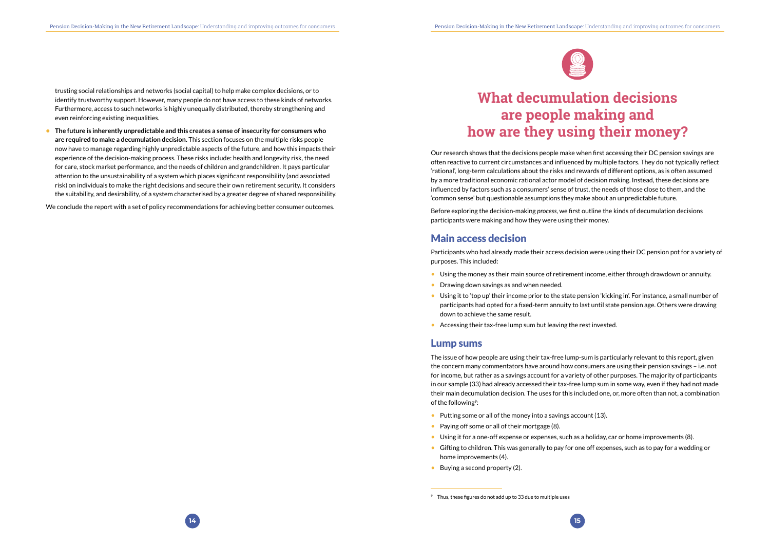trusting social relationships and networks (social capital) to help make complex decisions, or to identify trustworthy support. However, many people do not have access to these kinds of networks. Furthermore, access to such networks is highly unequally distributed, thereby strengthening and even reinforcing existing inequalities.

- **The future is inherently unpredictable and this creates a sense of insecurity for consumers who are required to make a decumulation decision.** This section focuses on the multiple risks people now have to manage regarding highly unpredictable aspects of the future, and how this impacts their experience of the decision-making process. These risks include: health and longevity risk, the need for care, stock market performance, and the needs of children and grandchildren. It pays particular attention to the unsustainability of a system which places significant responsibility (and associated risk) on individuals to make the right decisions and secure their own retirement security. It considers the suitability, and desirability, of a system characterised by a greater degree of shared responsibility.

We conclude the report with a set of policy recommendations for achieving better consumer outcomes.

# What decumulation decisions are people making and how are they using their money?

Our research shows that the decisions people make when first accessing their DC pension savings are often reactive to current circumstances and influenced by multiple factors. They do not typically reflect 'rational', long-term calculations about the risks and rewards of different options, as is often assumed by a more traditional economic rational actor model of decision making. Instead, these decisions are influenced by factors such as a consumers' sense of trust, the needs of those close to them, and the 'common sense' but questionable assumptions they make about an unpredictable future.

Before exploring the decision-making *process*, we first outline the kinds of decumulation decisions participants were making and how they were using their money.

## Main access decision

Participants who had already made their access decision were using their DC pension pot for a variety of purposes. This included:

- Using the money as their main source of retirement income, either through drawdown or annuity.
- Drawing down savings as and when needed.
- Using it to 'top up' their income prior to the state pension 'kicking in'. For instance, a small number of participants had opted for a fixed-term annuity to last until state pension age. Others were drawing down to achieve the same result.
- Accessing their tax-free lump sum but leaving the rest invested.

## Lump sums

The issue of how people are using their tax-free lump-sum is particularly relevant to this report, given the concern many commentators have around how consumers are using their pension savings – i.e. not for income, but rather as a savings account for a variety of other purposes. The majority of participants in our sample (33) had already accessed their tax-free lump sum in some way, even if they had not made their main decumulation decision. The uses for this included one, or, more often than not, a combination of the following[9]:

- Putting some or all of the money into a savings account (13).
- Paying off some or all of their mortgage (8).
- Using it for a one-off expense or expenses, such as a holiday, car or home improvements (8).
- Gifting to children. This was generally to pay for one off expenses, such as to pay for a wedding or home improvements (4).
- Buying a second property (2).

[9] Thus, these figures do not add up to 33 due to multiple uses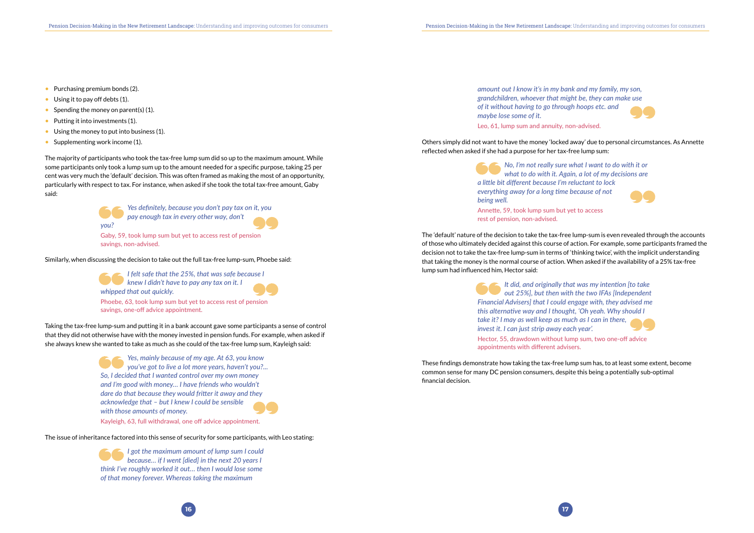- Purchasing premium bonds (2).
- Using it to pay off debts (1).
- Spending the money on parent(s) (1).
- Putting it into investments (1).
- Using the money to put into business (1).
- Supplementing work income (1).

The majority of participants who took the tax-free lump sum did so up to the maximum amount. While some participants only took a lump sum up to the amount needed for a specific purpose, taking 25 per cent was very much the 'default' decision. This was often framed as making the most of an opportunity, particularly with respect to tax. For instance, when asked if she took the total tax-free amount, Gaby said:

> *Yes definitely, because you don't pay tax on it, you pay enough tax in every other way, don't you?*
>
> Gaby, 59, took lump sum but yet to access rest of pension savings, non-advised.

Similarly, when discussing the decision to take out the full tax-free lump-sum, Phoebe said:

> *I felt safe that the 25%, that was safe because I knew I didn't have to pay any tax on it. I whipped that out quickly.*
>
> Phoebe, 63, took lump sum but yet to access rest of pension savings, one-off advice appointment.

Taking the tax-free lump-sum and putting it in a bank account gave some participants a sense of control that they did not otherwise have with the money invested in pension funds. For example, when asked if she always knew she wanted to take as much as she could of the tax-free lump sum, Kayleigh said:

> *Yes, mainly because of my age. At 63, you know you've got to live a lot more years, haven't you?... So, I decided that I wanted control over my own money and I'm good with money… I have friends who wouldn't dare do that because they would fritter it away and they acknowledge that – but I knew I could be sensible with those amounts of money.*
>
> Kayleigh, 63, full withdrawal, one off advice appointment.

The issue of inheritance factored into this sense of security for some participants, with Leo stating:

> *I got the maximum amount of lump sum I could because… if I went [died] in the next 20 years I think I've roughly worked it out… then I would lose some of that money forever. Whereas taking the maximum amount out I know it's in my bank and my family, my son, grandchildren, whoever that might be, they can make use of it without having to go through hoops etc. and maybe lose some of it.*
>
> Leo, 61, lump sum and annuity, non-advised.

Others simply did not want to have the money 'locked away' due to personal circumstances. As Annette reflected when asked if she had a purpose for her tax-free lump sum:

> *No, I'm not really sure what I want to do with it or what to do with it. Again, a lot of my decisions are a little bit different because I'm reluctant to lock everything away for a long time because of not being well.*
>
> Annette, 59, took lump sum but yet to access rest of pension, non-advised.

The 'default' nature of the decision to take the tax-free lump-sum is even revealed through the accounts of those who ultimately decided against this course of action. For example, some participants framed the decision not to take the tax-free lump-sum in terms of 'thinking twice', with the implicit understanding that taking the money is the normal course of action. When asked if the availability of a 25% tax-free lump sum had influenced him, Hector said:

> *It did, and originally that was my intention [to take out 25%], but then with the two IFAs [Independent Financial Advisers] that I could engage with, they advised me this alternative way and I thought, 'Oh yeah. Why should I take it? I may as well keep as much as I can in there, invest it. I can just strip away each year'.*
>
> Hector, 55, drawdown without lump sum, two one-off advice appointments with different advisers.

These findings demonstrate how taking the tax-free lump sum has, to at least some extent, become common sense for many DC pension consumers, despite this being a potentially sub-optimal financial decision.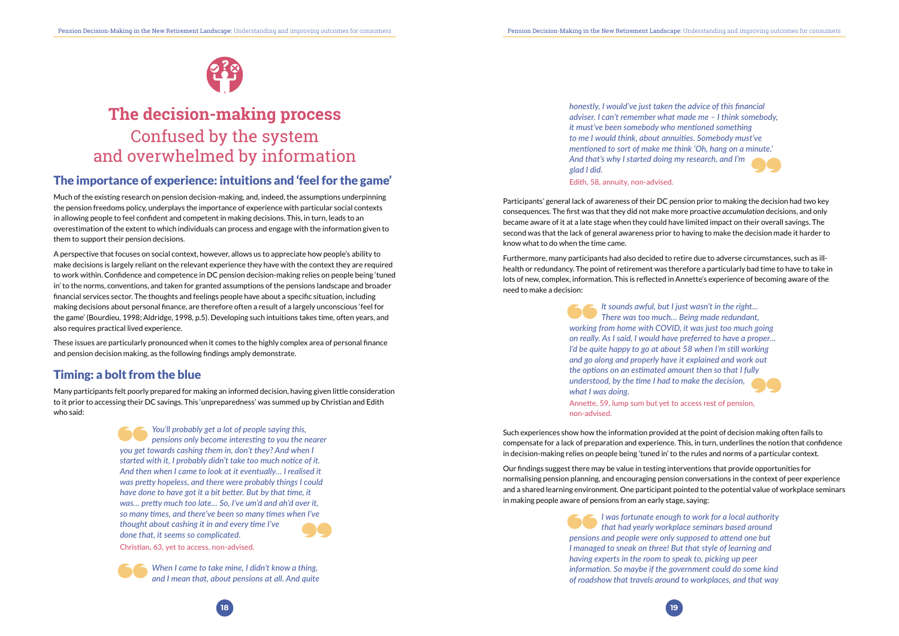# The decision-making process

## Confused by the system and overwhelmed by information

### The importance of experience: intuitions and 'feel for the game'

Much of the existing research on pension decision-making, and, indeed, the assumptions underpinning the pension freedoms policy, underplays the importance of experience with particular social contexts in allowing people to feel confident and competent in making decisions. This, in turn, leads to an overestimation of the extent to which individuals can process and engage with the information given to them to support their pension decisions.

A perspective that focuses on social context, however, allows us to appreciate how people's ability to make decisions is largely reliant on the relevant experience they have with the context they are required to work within. Confidence and competence in DC pension decision-making relies on people being 'tuned in' to the norms, conventions, and taken for granted assumptions of the pensions landscape and broader financial services sector. The thoughts and feelings people have about a specific situation, including making decisions about personal finance, are therefore often a result of a largely unconscious 'feel for the game' (Bourdieu, 1998; Aldridge, 1998, p.5). Developing such intuitions takes time, often years, and also requires practical lived experience.

These issues are particularly pronounced when it comes to the highly complex area of personal finance and pension decision making, as the following findings amply demonstrate.

### Timing: a bolt from the blue

Many participants felt poorly prepared for making an informed decision, having given little consideration to it prior to accessing their DC savings. This 'unpreparedness' was summed up by Christian and Edith who said:

> *You'll probably get a lot of people saying this, pensions only become interesting to you the nearer you get towards cashing them in, don't they? And when I started with it, I probably didn't take too much notice of it. And then when I came to look at it eventually… I realised it was pretty hopeless, and there were probably things I could have done to have got it a bit better. But by that time, it was… pretty much too late… So, I've um'd and ah'd over it, so many times, and there've been so many times when I've thought about cashing it in and every time I've done that, it seems so complicated.*
>
> Christian, 63, yet to access, non-advised.

> *When I came to take mine, I didn't know a thing, and I mean that, about pensions at all. And quite honestly, I would've just taken the advice of this financial adviser. I can't remember what made me – I think somebody, it must've been somebody who mentioned something to me I would think, about annuities. Somebody must've mentioned to sort of make me think 'Oh, hang on a minute.' And that's why I started doing my research, and I'm glad I did.*
>
> Edith, 58, annuity, non-advised.

Participants' general lack of awareness of their DC pension prior to making the decision had two key consequences. The first was that they did not make more proactive *accumulation* decisions, and only became aware of it at a late stage when they could have limited impact on their overall savings. The second was that the lack of general awareness prior to having to make the decision made it harder to know what to do when the time came.

Furthermore, many participants had also decided to retire due to adverse circumstances, such as ill-health or redundancy. The point of retirement was therefore a particularly bad time to have to take in lots of new, complex, information. This is reflected in Annette's experience of becoming aware of the need to make a decision:

> *It sounds awful, but I just wasn't in the right… There was too much… Being made redundant, working from home with COVID, it was just too much going on really. As I said, I would have preferred to have a proper… I'd be quite happy to go at about 58 when I'm still working and go along and properly have it explained and work out the options on an estimated amount then so that I fully understood, by the time I had to make the decision, what I was doing.*
>
> Annette, 59, lump sum but yet to access rest of pension, non-advised.

Such experiences show how the information provided at the point of decision making often fails to compensate for a lack of preparation and experience. This, in turn, underlines the notion that confidence in decision-making relies on people being 'tuned in' to the rules and norms of a particular context.

Our findings suggest there may be value in testing interventions that provide opportunities for normalising pension planning, and encouraging pension conversations in the context of peer experience and a shared learning environment. One participant pointed to the potential value of workplace seminars in making people aware of pensions from an early stage, saying:

> *I was fortunate enough to work for a local authority that had yearly workplace seminars based around pensions and people were only supposed to attend one but I managed to sneak on three! But that style of learning and having experts in the room to speak to, picking up peer information. So maybe if the government could do some kind of roadshow that travels around to workplaces, and that way*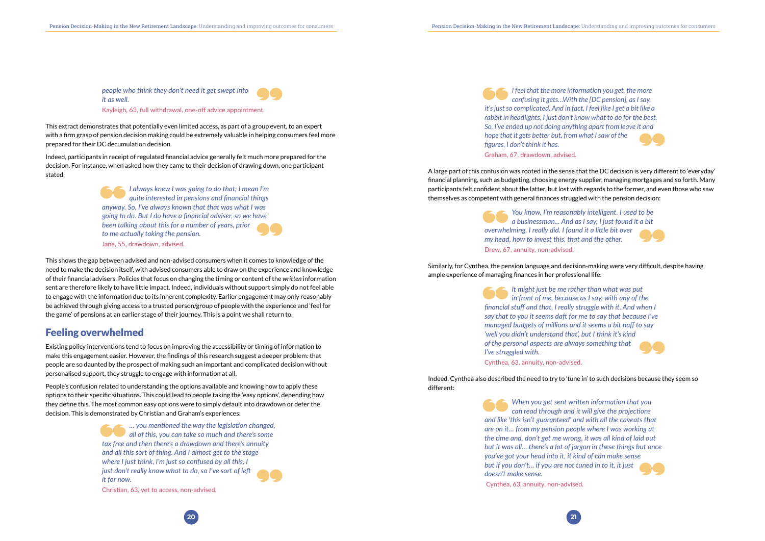> *people who think they don't need it get swept into it as well.*
>
> Kayleigh, 63, full withdrawal, one-off advice appointment.

This extract demonstrates that potentially even limited access, as part of a group event, to an expert with a firm grasp of pension decision making could be extremely valuable in helping consumers feel more prepared for their DC decumulation decision.

Indeed, participants in receipt of regulated financial advice generally felt much more prepared for the decision. For instance, when asked how they came to their decision of drawing down, one participant stated:

> *I always knew I was going to do that; I mean I'm quite interested in pensions and financial things anyway. So, I've always known that that was what I was going to do. But I do have a financial adviser, so we have been talking about this for a number of years, prior to me actually taking the pension.*
>
> Jane, 55, drawdown, advised.

This shows the gap between advised and non-advised consumers when it comes to knowledge of the need to make the decision itself, with advised consumers able to draw on the experience and knowledge of their financial advisers. Policies that focus on changing the timing or content of the *written* information sent are therefore likely to have little impact. Indeed, individuals without support simply do not feel able to engage with the information due to its inherent complexity. Earlier engagement may only reasonably be achieved through giving access to a trusted person/group of people with the experience and 'feel for the game' of pensions at an earlier stage of their journey. This is a point we shall return to.

## Feeling overwhelmed

Existing policy interventions tend to focus on improving the accessibility or timing of information to make this engagement easier. However, the findings of this research suggest a deeper problem: that people are so daunted by the prospect of making such an important and complicated decision without personalised support, they struggle to engage with information at all.

People's confusion related to understanding the options available and knowing how to apply these options to their specific situations. This could lead to people taking the 'easy options', depending how they define this. The most common easy options were to simply default into drawdown or defer the decision. This is demonstrated by Christian and Graham's experiences:

> *… you mentioned the way the legislation changed, all of this, you can take so much and there's some tax free and then there's a drawdown and there's annuity and all this sort of thing. And I almost get to the stage where I just think, I'm just so confused by all this, I just don't really know what to do, so I've sort of left it for now.*
>
> Christian, 63, yet to access, non-advised.

> *I feel that the more information you get, the more confusing it gets…With the [DC pension], as I say, it's just so complicated. And in fact, I feel like I get a bit like a rabbit in headlights, I just don't know what to do for the best. So, I've ended up not doing anything apart from leave it and hope that it gets better but, from what I saw of the figures, I don't think it has.*
>
> Graham, 67, drawdown, advised.

A large part of this confusion was rooted in the sense that the DC decision is very different to 'everyday' financial planning, such as budgeting, choosing energy supplier, managing mortgages and so forth. Many participants felt confident about the latter, but lost with regards to the former, and even those who saw themselves as competent with general finances struggled with the pension decision:

> *You know, I'm reasonably intelligent. I used to be a businessman… And as I say, I just found it a bit overwhelming, I really did. I found it a little bit over my head, how to invest this, that and the other.*
>
> Drew, 67, annuity, non-advised.

Similarly, for Cynthea, the pension language and decision-making were very difficult, despite having ample experience of managing finances in her professional life:

> *It might just be me rather than what was put in front of me, because as I say, with any of the financial stuff and that, I really struggle with it. And when I say that to you it seems daft for me to say that because I've managed budgets of millions and it seems a bit naff to say 'well you didn't understand that', but I think it's kind of the personal aspects are always something that I've struggled with.*
>
> Cynthea, 63, annuity, non-advised.

Indeed, Cynthea also described the need to try to 'tune in' to such decisions because they seem so different:

> *When you get sent written information that you can read through and it will give the projections and like 'this isn't guaranteed' and with all the caveats that are on it… from my pension people where I was working at the time and, don't get me wrong, it was all kind of laid out but it was all… there's a lot of jargon in these things but once you've got your head into it, it kind of can make sense but if you don't… if you are not tuned in to it, it just doesn't make sense.*
>
> Cynthea, 63, annuity, non-advised.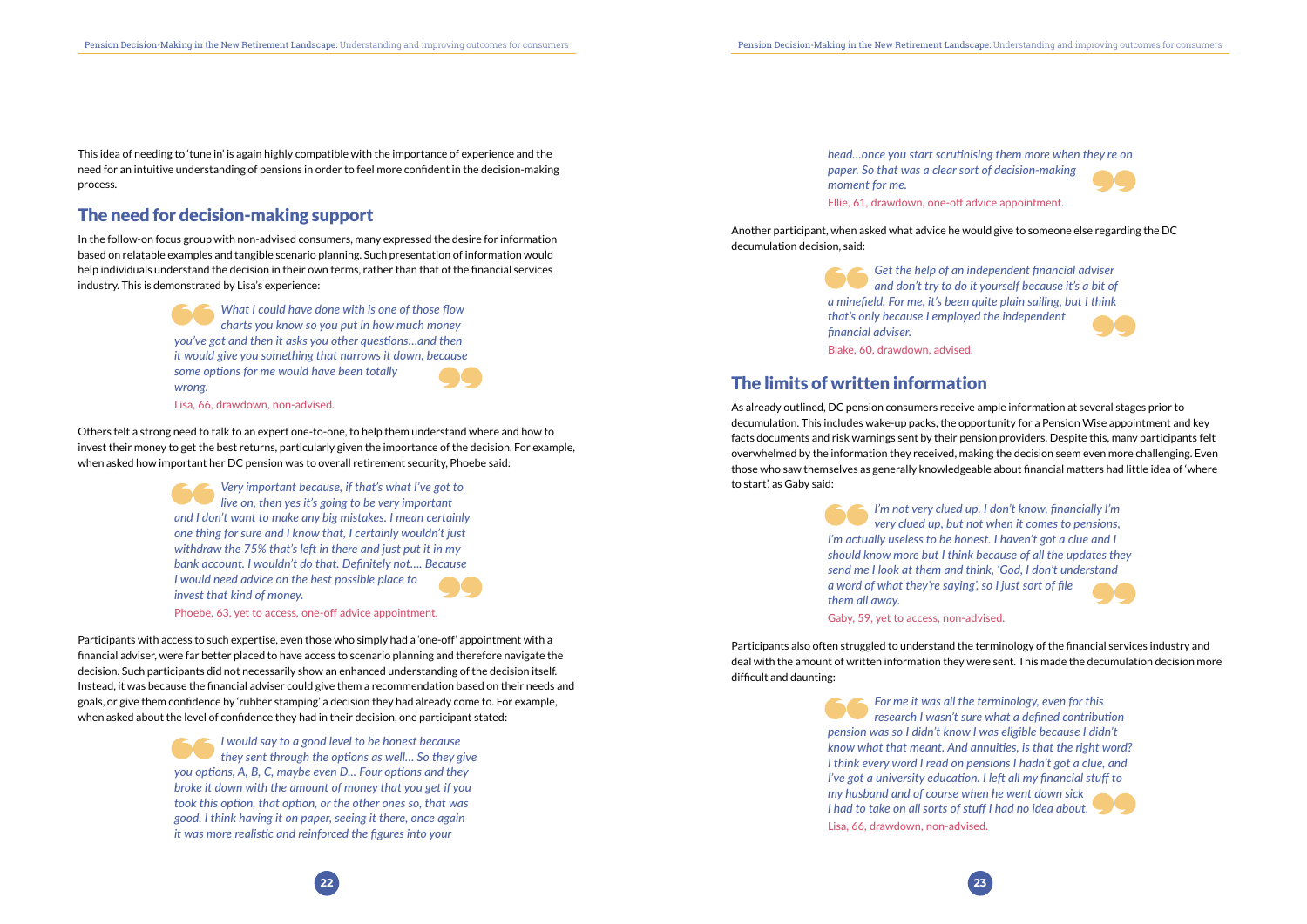This idea of needing to 'tune in' is again highly compatible with the importance of experience and the need for an intuitive understanding of pensions in order to feel more confident in the decision-making process.

## The need for decision-making support

In the follow-on focus group with non-advised consumers, many expressed the desire for information based on relatable examples and tangible scenario planning. Such presentation of information would help individuals understand the decision in their own terms, rather than that of the financial services industry. This is demonstrated by Lisa's experience:

> *What I could have done with is one of those flow charts you know so you put in how much money you've got and then it asks you other questions…and then it would give you something that narrows it down, because some options for me would have been totally wrong.*
>
> Lisa, 66, drawdown, non-advised.

Others felt a strong need to talk to an expert one-to-one, to help them understand where and how to invest their money to get the best returns, particularly given the importance of the decision. For example, when asked how important her DC pension was to overall retirement security, Phoebe said:

> *Very important because, if that's what I've got to live on, then yes it's going to be very important and I don't want to make any big mistakes. I mean certainly one thing for sure and I know that, I certainly wouldn't just withdraw the 75% that's left in there and just put it in my bank account. I wouldn't do that. Definitely not…. Because I would need advice on the best possible place to invest that kind of money.*
>
> Phoebe, 63, yet to access, one-off advice appointment.

Participants with access to such expertise, even those who simply had a 'one-off' appointment with a financial adviser, were far better placed to have access to scenario planning and therefore navigate the decision. Such participants did not necessarily show an enhanced understanding of the decision itself. Instead, it was because the financial adviser could give them a recommendation based on their needs and goals, or give them confidence by 'rubber stamping' a decision they had already come to. For example, when asked about the level of confidence they had in their decision, one participant stated:

> *I would say to a good level to be honest because they sent through the options as well… So they give you options, A, B, C, maybe even D… Four options and they broke it down with the amount of money that you get if you took this option, that option, or the other ones so, that was good. I think having it on paper, seeing it there, once again it was more realistic and reinforced the figures into your head…once you start scrutinising them more when they're on paper. So that was a clear sort of decision-making moment for me.*
>
> Ellie, 61, drawdown, one-off advice appointment.

Another participant, when asked what advice he would give to someone else regarding the DC decumulation decision, said:

> *Get the help of an independent financial adviser and don't try to do it yourself because it's a bit of a minefield. For me, it's been quite plain sailing, but I think that's only because I employed the independent financial adviser.*
>
> Blake, 60, drawdown, advised.

## The limits of written information

As already outlined, DC pension consumers receive ample information at several stages prior to decumulation. This includes wake-up packs, the opportunity for a Pension Wise appointment and key facts documents and risk warnings sent by their pension providers. Despite this, many participants felt overwhelmed by the information they received, making the decision seem even more challenging. Even those who saw themselves as generally knowledgeable about financial matters had little idea of 'where to start', as Gaby said:

> *I'm not very clued up. I don't know, financially I'm very clued up, but not when it comes to pensions, I'm actually useless to be honest. I haven't got a clue and I should know more but I think because of all the updates they send me I look at them and think, 'God, I don't understand a word of what they're saying', so I just sort of file them all away.*
>
> Gaby, 59, yet to access, non-advised.

Participants also often struggled to understand the terminology of the financial services industry and deal with the amount of written information they were sent. This made the decumulation decision more difficult and daunting:

> *For me it was all the terminology, even for this research I wasn't sure what a defined contribution pension was so I didn't know I was eligible because I didn't know what that meant. And annuities, is that the right word? I think every word I read on pensions I hadn't got a clue, and I've got a university education. I left all my financial stuff to my husband and of course when he went down sick I had to take on all sorts of stuff I had no idea about.*
>
> Lisa, 66, drawdown, non-advised.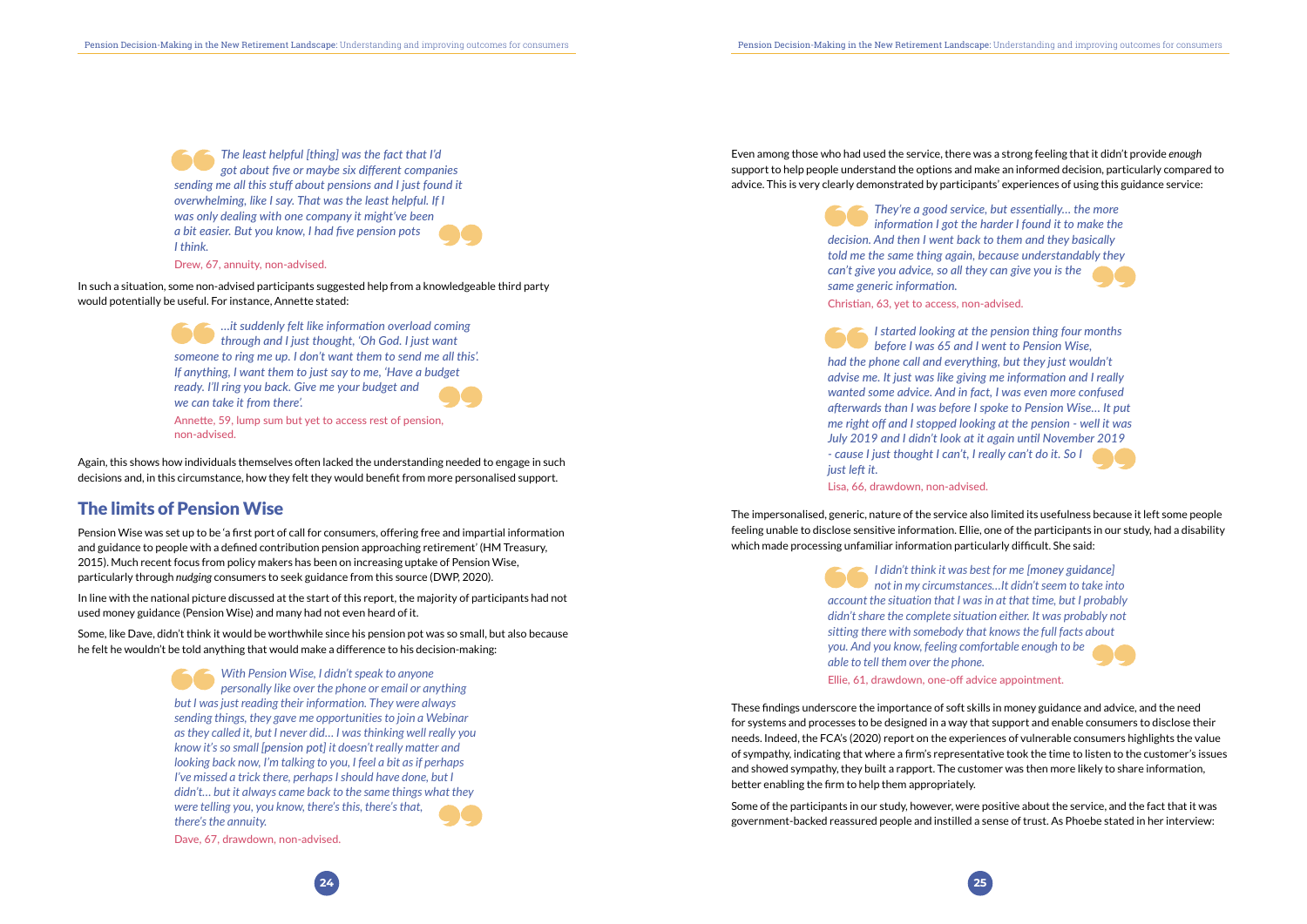> *The least helpful [thing] was the fact that I'd got about five or maybe six different companies sending me all this stuff about pensions and I just found it overwhelming, like I say. That was the least helpful. If I was only dealing with one company it might've been a bit easier. But you know, I had five pension pots I think.*
>
> Drew, 67, annuity, non-advised.

In such a situation, some non-advised participants suggested help from a knowledgeable third party would potentially be useful. For instance, Annette stated:

> *…it suddenly felt like information overload coming through and I just thought, 'Oh God. I just want someone to ring me up. I don't want them to send me all this'. If anything, I want them to just say to me, 'Have a budget ready. I'll ring you back. Give me your budget and we can take it from there'.*
>
> Annette, 59, lump sum but yet to access rest of pension, non-advised.

Again, this shows how individuals themselves often lacked the understanding needed to engage in such decisions and, in this circumstance, how they felt they would benefit from more personalised support.

## The limits of Pension Wise

Pension Wise was set up to be 'a first port of call for consumers, offering free and impartial information and guidance to people with a defined contribution pension approaching retirement' (HM Treasury, 2015). Much recent focus from policy makers has been on increasing uptake of Pension Wise, particularly through *nudging* consumers to seek guidance from this source (DWP, 2020).

In line with the national picture discussed at the start of this report, the majority of participants had not used money guidance (Pension Wise) and many had not even heard of it.

Some, like Dave, didn't think it would be worthwhile since his pension pot was so small, but also because he felt he wouldn't be told anything that would make a difference to his decision-making:

> *With Pension Wise, I didn't speak to anyone personally like over the phone or email or anything but I was just reading their information. They were always sending things, they gave me opportunities to join a Webinar as they called it, but I never did… I was thinking well really you know it's so small [pension pot] it doesn't really matter and looking back now, I'm talking to you, I feel a bit as if perhaps I've missed a trick there, perhaps I should have done, but I didn't… but it always came back to the same things what they were telling you, you know, there's this, there's that, there's the annuity.*
>
> Dave, 67, drawdown, non-advised.

Even among those who had used the service, there was a strong feeling that it didn't provide *enough* support to help people understand the options and make an informed decision, particularly compared to advice. This is very clearly demonstrated by participants' experiences of using this guidance service:

> *They're a good service, but essentially… the more information I got the harder I found it to make the decision. And then I went back to them and they basically told me the same thing again, because understandably they can't give you advice, so all they can give you is the same generic information.*
>
> Christian, 63, yet to access, non-advised.

> *I started looking at the pension thing four months before I was 65 and I went to Pension Wise, had the phone call and everything, but they just wouldn't advise me. It just was like giving me information and I really wanted some advice. And in fact, I was even more confused afterwards than I was before I spoke to Pension Wise… It put me right off and I stopped looking at the pension - well it was July 2019 and I didn't look at it again until November 2019 - cause I just thought I can't, I really can't do it. So I just left it.*
>
> Lisa, 66, drawdown, non-advised.

The impersonalised, generic, nature of the service also limited its usefulness because it left some people feeling unable to disclose sensitive information. Ellie, one of the participants in our study, had a disability which made processing unfamiliar information particularly difficult. She said:

> *I didn't think it was best for me [money guidance] not in my circumstances…It didn't seem to take into account the situation that I was in at that time, but I probably didn't share the complete situation either. It was probably not sitting there with somebody that knows the full facts about you. And you know, feeling comfortable enough to be able to tell them over the phone.*
>
> Ellie, 61, drawdown, one-off advice appointment.

These findings underscore the importance of soft skills in money guidance and advice, and the need for systems and processes to be designed in a way that support and enable consumers to disclose their needs. Indeed, the FCA's (2020) report on the experiences of vulnerable consumers highlights the value of sympathy, indicating that where a firm's representative took the time to listen to the customer's issues and showed sympathy, they built a rapport. The customer was then more likely to share information, better enabling the firm to help them appropriately.

Some of the participants in our study, however, were positive about the service, and the fact that it was government-backed reassured people and instilled a sense of trust. As Phoebe stated in her interview: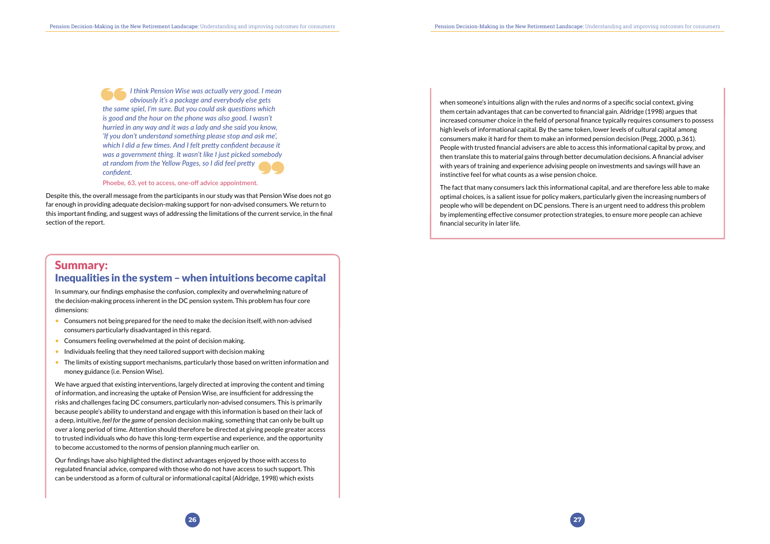> *I think Pension Wise was actually very good. I mean obviously it's a package and everybody else gets the same spiel, I'm sure. But you could ask questions which is good and the hour on the phone was also good. I wasn't hurried in any way and it was a lady and she said you know, 'If you don't understand something please stop and ask me', which I did a few times. And I felt pretty confident because it was a government thing. It wasn't like I just picked somebody at random from the Yellow Pages, so I did feel pretty confident.*
>
> Phoebe, 63, yet to access, one-off advice appointment.

Despite this, the overall message from the participants in our study was that Pension Wise does not go far enough in providing adequate decision-making support for non-advised consumers. We return to this important finding, and suggest ways of addressing the limitations of the current service, in the final section of the report.

## Summary:
## Inequalities in the system – when intuitions become capital

In summary, our findings emphasise the confusion, complexity and overwhelming nature of the decision-making process inherent in the DC pension system. This problem has four core dimensions:

- Consumers not being prepared for the need to make the decision itself, with non-advised consumers particularly disadvantaged in this regard.
- Consumers feeling overwhelmed at the point of decision making.
- Individuals feeling that they need tailored support with decision making
- The limits of existing support mechanisms, particularly those based on written information and money guidance (i.e. Pension Wise).

We have argued that existing interventions, largely directed at improving the content and timing of information, and increasing the uptake of Pension Wise, are insufficient for addressing the risks and challenges facing DC consumers, particularly non-advised consumers. This is primarily because people's ability to understand and engage with this information is based on their lack of a deep, intuitive, *feel for the game* of pension decision making, something that can only be built up over a long period of time. Attention should therefore be directed at giving people greater access to trusted individuals who do have this long-term expertise and experience, and the opportunity to become accustomed to the norms of pension planning much earlier on.

Our findings have also highlighted the distinct advantages enjoyed by those with access to regulated financial advice, compared with those who do not have access to such support. This can be understood as a form of cultural or informational capital (Aldridge, 1998) which exists when someone's intuitions align with the rules and norms of a specific social context, giving them certain advantages that can be converted to financial gain. Aldridge (1998) argues that increased consumer choice in the field of personal finance typically requires consumers to possess high levels of informational capital. By the same token, lower levels of cultural capital among consumers make it hard for them to make an informed pension decision (Pegg, 2000, p.361). People with trusted financial advisers are able to access this informational capital by proxy, and then translate this to material gains through better decumulation decisions. A financial adviser with years of training and experience advising people on investments and savings will have an instinctive feel for what counts as a wise pension choice.

The fact that many consumers lack this informational capital, and are therefore less able to make optimal choices, is a salient issue for policy makers, particularly given the increasing numbers of people who will be dependent on DC pensions. There is an urgent need to address this problem by implementing effective consumer protection strategies, to ensure more people can achieve financial security in later life.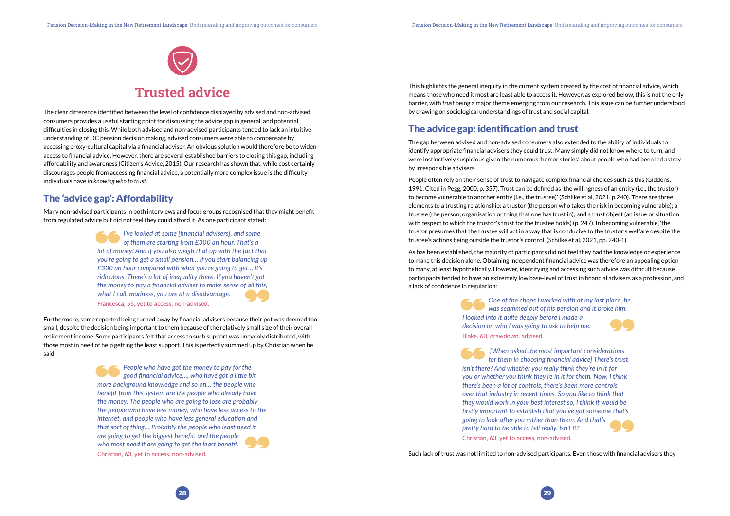# Trusted advice

The clear difference identified between the level of confidence displayed by advised and non-advised consumers provides a useful starting point for discussing the advice gap in general, and potential difficulties in closing this. While both advised and non-advised participants tended to lack an intuitive understanding of DC pension decision making, advised consumers were able to compensate by accessing proxy-cultural capital via a financial adviser. An obvious solution would therefore be to widen access to financial advice. However, there are several established barriers to closing this gap, including affordability and awareness (Citizen's Advice, 2015). Our research has shown that, while cost certainly discourages people from accessing financial advice, a potentially more complex issue is the difficulty individuals have in *knowing who to trust.*

## The 'advice gap': Affordability

Many non-advised participants in both interviews and focus groups recognised that they might benefit from regulated advice but did not feel they could afford it. As one participant stated:

> *I've looked at some [financial advisers], and some of them are starting from £300 an hour. That's a lot of money! And if you also weigh that up with the fact that you're going to get a small pension… if you start balancing up £300 an hour compared with what you're going to get… it's ridiculous. There's a lot of inequality there. If you haven't got the money to pay a financial adviser to make sense of all this, what I call, madness, you are at a disadvantage.*
>
> Francesca, 55, yet to access, non-advised.

Furthermore, some reported being turned away by financial advisers because their pot was deemed too small, despite the decision being important to them because of the relatively small size of their overall retirement income. Some participants felt that access to such support was unevenly distributed, with those most in need of help getting the least support. This is perfectly summed up by Christian when he said:

> *People who have got the money to pay for the good financial advice…, who have got a little bit more background knowledge and so on… the people who benefit from this system are the people who already have the money. The people who are going to lose are probably the people who have less money, who have less access to the internet, and people who have less general education and that sort of thing… Probably the people who least need it are going to get the biggest benefit, and the people who most need it are going to get the least benefit.*
>
> Christian, 63, yet to access, non-advised.

This highlights the general inequity in the current system created by the cost of financial advice, which means those who need it most are least able to access it. However, as explored below, this is not the only barrier, with *trust* being a major theme emerging from our research. This issue can be further understood by drawing on sociological understandings of trust and social capital.

## The advice gap: identification and trust

The gap between advised and non-advised consumers also extended to the ability of individuals to identify appropriate financial advisers they could trust. Many simply did not know where to turn, and were instinctively suspicious given the numerous 'horror stories' about people who had been led astray by irresponsible advisers.

People often rely on their sense of trust to navigate complex financial choices such as this (Giddens, 1991. Cited in Pegg, 2000, p. 357). Trust can be defined as 'the willingness of an entity (i.e., the trustor) to become vulnerable to another entity (i.e., the trustee)' (Schilke et al, 2021, p.240). There are three elements to a trusting relationship: a trustor (the person who takes the risk in becoming vulnerable); a trustee (the person, organisation or thing that one has trust in); and a trust object (an issue or situation with respect to which the trustor's trust for the trustee holds) (p. 247). In becoming vulnerable, 'the trustor presumes that the trustee will act in a way that is conducive to the trustor's welfare despite the trustee's actions being outside the trustor's control' (Schilke et al, 2021, pp. 240-1).

As has been established, the majority of participants did not feel they had the knowledge or experience to make this decision alone. Obtaining independent financial advice was therefore an appealing option to many, at least hypothetically. However, identifying and accessing such advice was difficult because participants tended to have an extremely low base-level of trust in financial advisers as a profession, and a lack of confidence in regulation:

> *One of the chaps I worked with at my last place, he was scammed out of his pension and it broke him. I looked into it quite deeply before I made a decision on who I was going to ask to help me.*
>
> Blake, 60, drawdown, advised.

> *[When asked the most important considerations for them in choosing financial advice] There's trust isn't there? And whether you really think they're in it for you or whether you think they're in it for them. Now, I think there's been a lot of controls, there's been more controls over that industry in recent times. So you like to think that they would work in your best interest so, I think it would be firstly important to establish that you've got someone that's going to look after you rather than them. And that's pretty hard to be able to tell really, isn't it?*
>
> Christian, 63, yet to access, non-advised.

Such lack of trust was not limited to non-advised participants. Even those with financial advisers they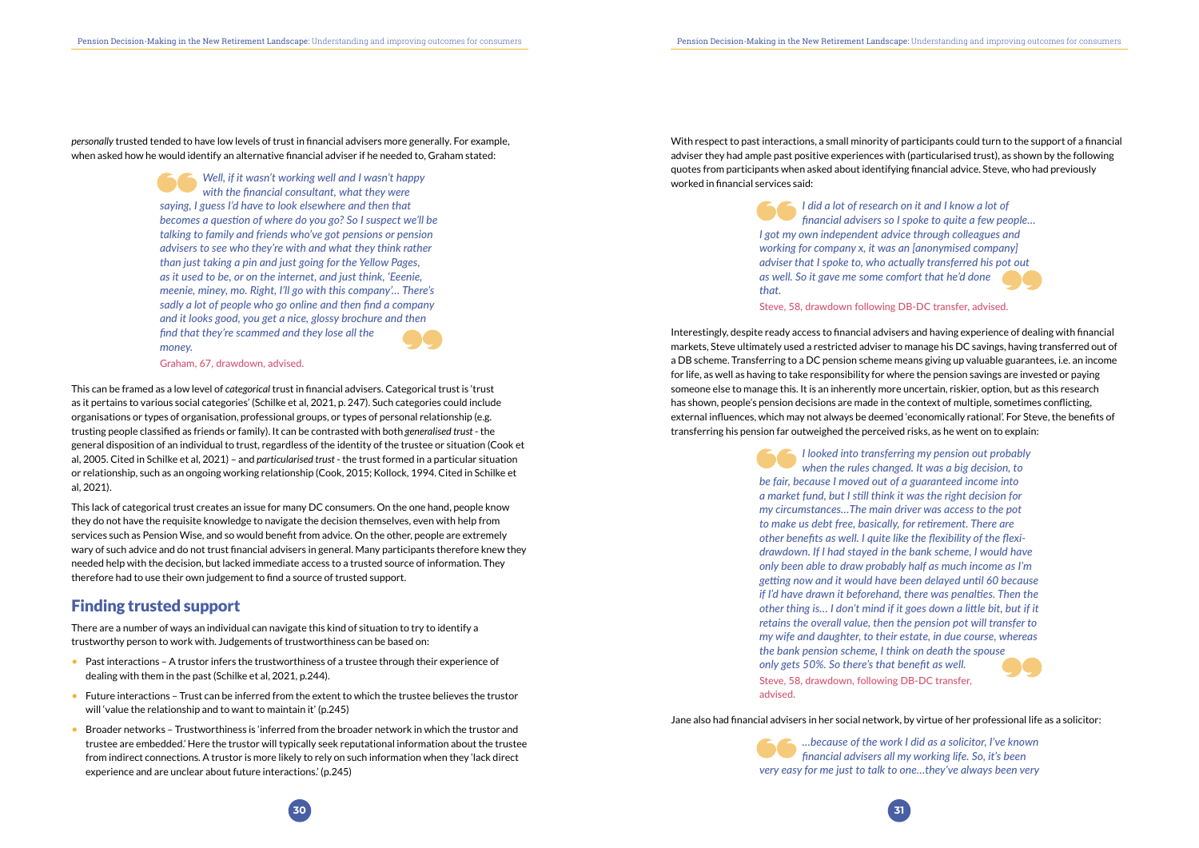*personally* trusted tended to have low levels of trust in financial advisers more generally. For example, when asked how he would identify an alternative financial adviser if he needed to, Graham stated:

> *Well, if it wasn't working well and I wasn't happy with the financial consultant, what they were saying, I guess I'd have to look elsewhere and then that becomes a question of where do you go? So I suspect we'll be talking to family and friends who've got pensions or pension advisers to see who they're with and what they think rather than just taking a pin and just going for the Yellow Pages, as it used to be, or on the internet, and just think, 'Eeenie, meenie, miney, mo. Right, I'll go with this company'… There's sadly a lot of people who go online and then find a company and it looks good, you get a nice, glossy brochure and then find that they're scammed and they lose all the money.*
>
> Graham, 67, drawdown, advised.

This can be framed as a low level of *categorical* trust in financial advisers. Categorical trust is 'trust as it pertains to various social categories' (Schilke et al, 2021, p. 247). Such categories could include organisations or types of organisation, professional groups, or types of personal relationship (e.g. trusting people classified as friends or family). It can be contrasted with both *generalised trust* - the general disposition of an individual to trust, regardless of the identity of the trustee or situation (Cook et al, 2005. Cited in Schilke et al, 2021) – and *particularised trust* - the trust formed in a particular situation or relationship, such as an ongoing working relationship (Cook, 2015; Kollock, 1994. Cited in Schilke et al, 2021).

This lack of categorical trust creates an issue for many DC consumers. On the one hand, people know they do not have the requisite knowledge to navigate the decision themselves, even with help from services such as Pension Wise, and so would benefit from advice. On the other, people are extremely wary of such advice and do not trust financial advisers in general. Many participants therefore knew they needed help with the decision, but lacked immediate access to a trusted source of information. They therefore had to use their own judgement to find a source of trusted support.

## Finding trusted support

There are a number of ways an individual can navigate this kind of situation to try to identify a trustworthy person to work with. Judgements of trustworthiness can be based on:

- Past interactions – A trustor infers the trustworthiness of a trustee through their experience of dealing with them in the past (Schilke et al, 2021, p.244).
- Future interactions – Trust can be inferred from the extent to which the trustee believes the trustor will 'value the relationship and to want to maintain it' (p.245)
- Broader networks – Trustworthiness is 'inferred from the broader network in which the trustor and trustee are embedded.' Here the trustor will typically seek reputational information about the trustee from indirect connections. A trustor is more likely to rely on such information when they 'lack direct experience and are unclear about future interactions.' (p.245)

With respect to past interactions, a small minority of participants could turn to the support of a financial adviser they had ample past positive experiences with (particularised trust), as shown by the following quotes from participants when asked about identifying financial advice. Steve, who had previously worked in financial services said:

> *I did a lot of research on it and I know a lot of financial advisers so I spoke to quite a few people… I got my own independent advice through colleagues and working for company x, it was an [anonymised company] adviser that I spoke to, who actually transferred his pot out as well. So it gave me some comfort that he'd done that.*
>
> Steve, 58, drawdown following DB-DC transfer, advised.

Interestingly, despite ready access to financial advisers and having experience of dealing with financial markets, Steve ultimately used a restricted adviser to manage his DC savings, having transferred out of a DB scheme. Transferring to a DC pension scheme means giving up valuable guarantees, i.e. an income for life, as well as having to take responsibility for where the pension savings are invested or paying someone else to manage this. It is an inherently more uncertain, riskier, option, but as this research has shown, people's pension decisions are made in the context of multiple, sometimes conflicting, external influences, which may not always be deemed 'economically rational'. For Steve, the benefits of transferring his pension far outweighed the perceived risks, as he went on to explain:

> *I looked into transferring my pension out probably when the rules changed. It was a big decision, to be fair, because I moved out of a guaranteed income into a market fund, but I still think it was the right decision for my circumstances…The main driver was access to the pot to make us debt free, basically, for retirement. There are other benefits as well. I quite like the flexibility of the flexi-drawdown. If I had stayed in the bank scheme, I would have only been able to draw probably half as much income as I'm getting now and it would have been delayed until 60 because if I'd have drawn it beforehand, there was penalties. Then the other thing is… I don't mind if it goes down a little bit, but if it retains the overall value, then the pension pot will transfer to my wife and daughter, to their estate, in due course, whereas the bank pension scheme, I think on death the spouse only gets 50%. So there's that benefit as well.*
>
> Steve, 58, drawdown, following DB-DC transfer, advised.

Jane also had financial advisers in her social network, by virtue of her professional life as a solicitor:

> *…because of the work I did as a solicitor, I've known financial advisers all my working life. So, it's been very easy for me just to talk to one…they've always been very*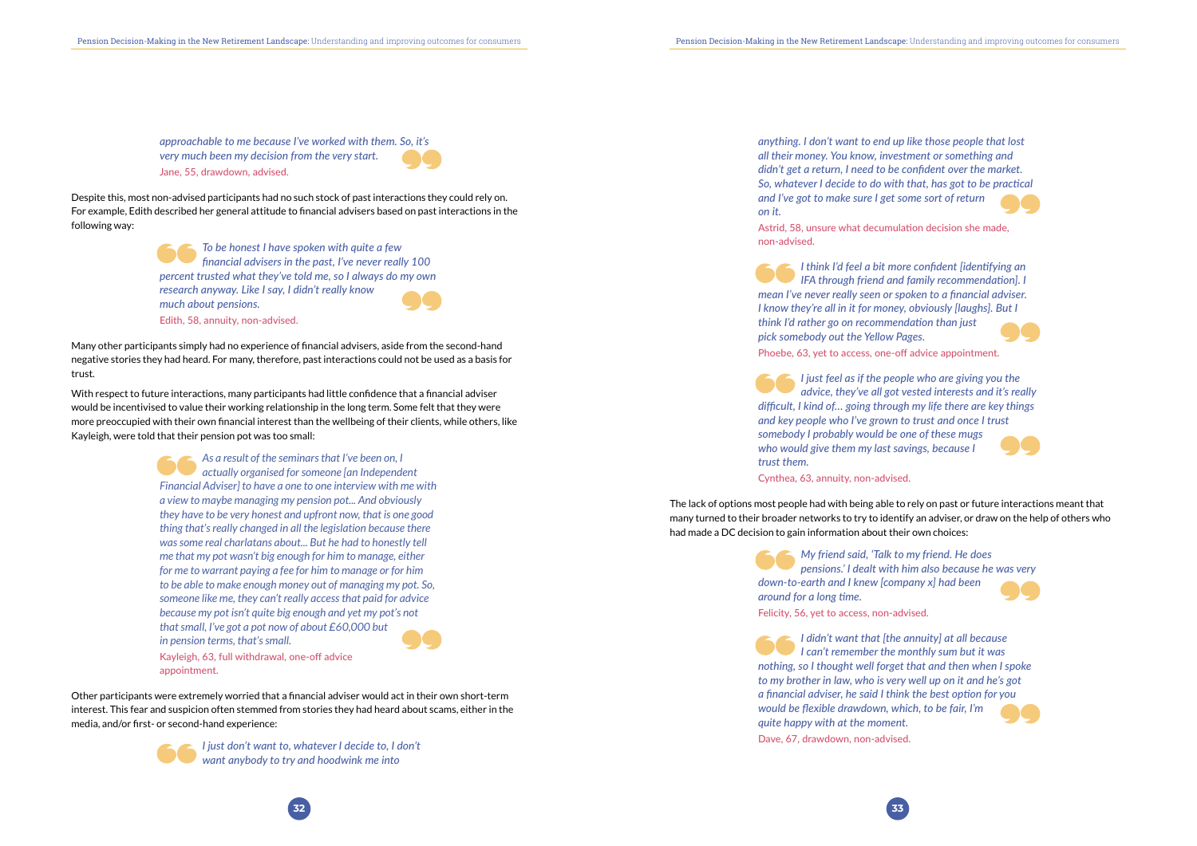> *approachable to me because I've worked with them. So, it's very much been my decision from the very start.*
>
> Jane, 55, drawdown, advised.

Despite this, most non-advised participants had no such stock of past interactions they could rely on. For example, Edith described her general attitude to financial advisers based on past interactions in the following way:

> *To be honest I have spoken with quite a few financial advisers in the past, I've never really 100 percent trusted what they've told me, so I always do my own research anyway. Like I say, I didn't really know much about pensions.*
>
> Edith, 58, annuity, non-advised.

Many other participants simply had no experience of financial advisers, aside from the second-hand negative stories they had heard. For many, therefore, past interactions could not be used as a basis for trust.

With respect to future interactions, many participants had little confidence that a financial adviser would be incentivised to value their working relationship in the long term. Some felt that they were more preoccupied with their own financial interest than the wellbeing of their clients, while others, like Kayleigh, were told that their pension pot was too small:

> *As a result of the seminars that I've been on, I actually organised for someone [an Independent Financial Adviser] to have a one to one interview with me with a view to maybe managing my pension pot... And obviously they have to be very honest and upfront now, that is one good thing that's really changed in all the legislation because there was some real charlatans about... But he had to honestly tell me that my pot wasn't big enough for him to manage, either for me to warrant paying a fee for him to manage or for him to be able to make enough money out of managing my pot. So, someone like me, they can't really access that paid for advice because my pot isn't quite big enough and yet my pot's not that small, I've got a pot now of about £60,000 but in pension terms, that's small.*
>
> Kayleigh, 63, full withdrawal, one-off advice appointment.

Other participants were extremely worried that a financial adviser would act in their own short-term interest. This fear and suspicion often stemmed from stories they had heard about scams, either in the media, and/or first- or second-hand experience:

> *I just don't want to, whatever I decide to, I don't want anybody to try and hoodwink me into anything. I don't want to end up like those people that lost all their money. You know, investment or something and didn't get a return, I need to be confident over the market. So, whatever I decide to do with that, has got to be practical and I've got to make sure I get some sort of return on it.*
>
> Astrid, 58, unsure what decumulation decision she made, non-advised.

> *I think I'd feel a bit more confident [identifying an IFA through friend and family recommendation]. I mean I've never really seen or spoken to a financial adviser. I know they're all in it for money, obviously [laughs]. But I think I'd rather go on recommendation than just pick somebody out the Yellow Pages.*
>
> Phoebe, 63, yet to access, one-off advice appointment.

> *I just feel as if the people who are giving you the advice, they've all got vested interests and it's really difficult, I kind of... going through my life there are key things and key people who I've grown to trust and once I trust somebody I probably would be one of these mugs who would give them my last savings, because I trust them.*
>
> Cynthea, 63, annuity, non-advised.

The lack of options most people had with being able to rely on past or future interactions meant that many turned to their broader networks to try to identify an adviser, or draw on the help of others who had made a DC decision to gain information about their own choices:

> *My friend said, 'Talk to my friend. He does pensions.' I dealt with him also because he was very down-to-earth and I knew [company x] had been around for a long time.*
>
> Felicity, 56, yet to access, non-advised.

> *I didn't want that [the annuity] at all because I can't remember the monthly sum but it was nothing, so I thought well forget that and then when I spoke to my brother in law, who is very well up on it and he's got a financial adviser, he said I think the best option for you would be flexible drawdown, which, to be fair, I'm quite happy with at the moment.*
>
> Dave, 67, drawdown, non-advised.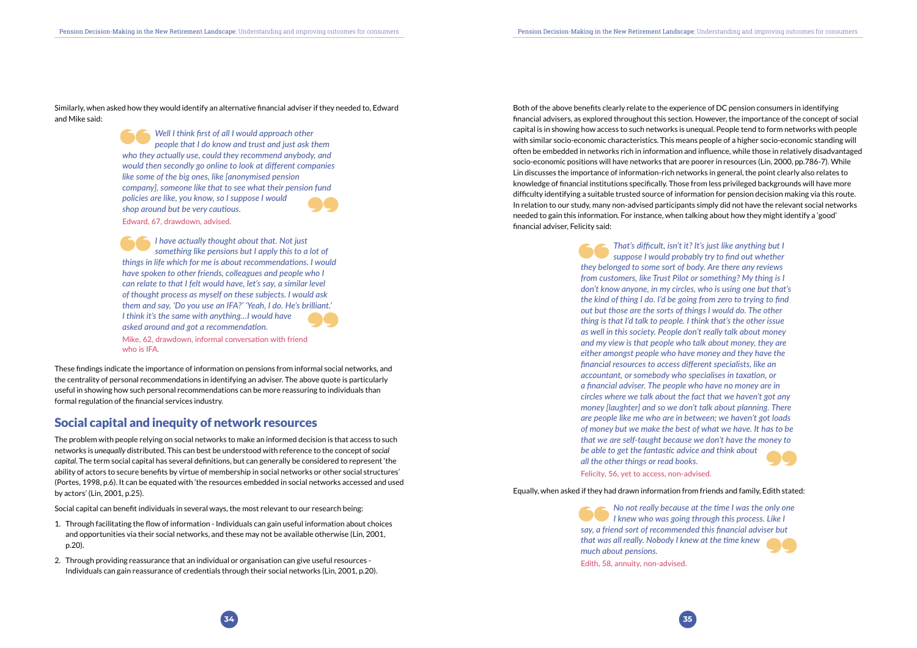Similarly, when asked how they would identify an alternative financial adviser if they needed to, Edward and Mike said:

> *Well I think first of all I would approach other people that I do know and trust and just ask them who they actually use, could they recommend anybody, and would then secondly go online to look at different companies like some of the big ones, like [anonymised pension company], someone like that to see what their pension fund policies are like, you know, so I suppose I would shop around but be very cautious.*
>
> Edward, 67, drawdown, advised.

> *I have actually thought about that. Not just something like pensions but I apply this to a lot of things in life which for me is about recommendations. I would have spoken to other friends, colleagues and people who I can relate to that I felt would have, let's say, a similar level of thought process as myself on these subjects. I would ask them and say, 'Do you use an IFA?' 'Yeah, I do. He's brilliant.' I think it's the same with anything…I would have asked around and got a recommendation.*
>
> Mike, 62, drawdown, informal conversation with friend who is IFA.

These findings indicate the importance of information on pensions from informal social networks, and the centrality of personal recommendations in identifying an adviser. The above quote is particularly useful in showing how such personal recommendations can be more reassuring to individuals than formal regulation of the financial services industry.

## Social capital and inequity of network resources

The problem with people relying on social networks to make an informed decision is that access to such networks is *unequally* distributed. This can best be understood with reference to the concept of *social capital*. The term social capital has several definitions, but can generally be considered to represent 'the ability of actors to secure benefits by virtue of membership in social networks or other social structures' (Portes, 1998, p.6). It can be equated with 'the resources embedded in social networks accessed and used by actors' (Lin, 2001, p.25).

Social capital can benefit individuals in several ways, the most relevant to our research being:

1. Through facilitating the flow of information - Individuals can gain useful information about choices and opportunities via their social networks, and these may not be available otherwise (Lin, 2001, p.20).
2. Through providing reassurance that an individual or organisation can give useful resources - Individuals can gain reassurance of credentials through their social networks (Lin, 2001, p.20).

Both of the above benefits clearly relate to the experience of DC pension consumers in identifying financial advisers, as explored throughout this section. However, the importance of the concept of social capital is in showing how access to such networks is unequal. People tend to form networks with people with similar socio-economic characteristics. This means people of a higher socio-economic standing will often be embedded in networks rich in information and influence, while those in relatively disadvantaged socio-economic positions will have networks that are poorer in resources (Lin, 2000, pp.786-7). While Lin discusses the importance of information-rich networks in general, the point clearly also relates to knowledge of financial institutions specifically. Those from less privileged backgrounds will have more difficulty identifying a suitable trusted source of information for pension decision making via this route. In relation to our study, many non-advised participants simply did not have the relevant social networks needed to gain this information. For instance, when talking about how they might identify a 'good' financial adviser, Felicity said:

> *That's difficult, isn't it? It's just like anything but I suppose I would probably try to find out whether they belonged to some sort of body. Are there any reviews from customers, like Trust Pilot or something? My thing is I don't know anyone, in my circles, who is using one but that's the kind of thing I do. I'd be going from zero to trying to find out but those are the sorts of things I would do. The other thing is that I'd talk to people. I think that's the other issue as well in this society. People don't really talk about money and my view is that people who talk about money, they are either amongst people who have money and they have the financial resources to access different specialists, like an accountant, or somebody who specialises in taxation, or a financial adviser. The people who have no money are in circles where we talk about the fact that we haven't got any money [laughter] and so we don't talk about planning. There are people like me who are in between; we haven't got loads of money but we make the best of what we have. It has to be that we are self-taught because we don't have the money to be able to get the fantastic advice and think about all the other things or read books.*
>
> Felicity, 56, yet to access, non-advised.

Equally, when asked if they had drawn information from friends and family, Edith stated:

> *No not really because at the time I was the only one I knew who was going through this process. Like I say, a friend sort of recommended this financial adviser but that was all really. Nobody I knew at the time knew much about pensions.*
>
> Edith, 58, annuity, non-advised.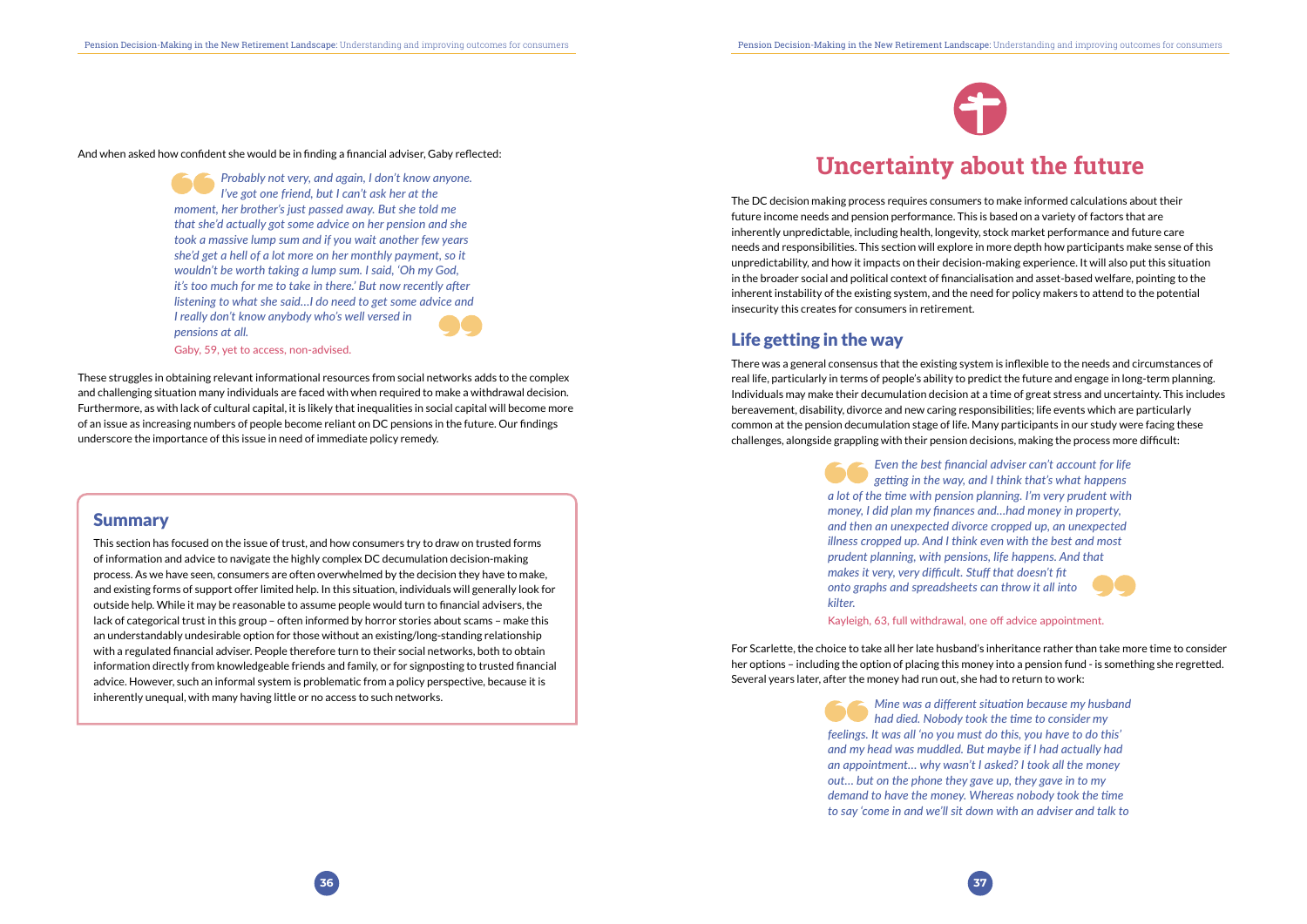And when asked how confident she would be in finding a financial adviser, Gaby reflected:

> *Probably not very, and again, I don't know anyone. I've got one friend, but I can't ask her at the moment, her brother's just passed away. But she told me that she'd actually got some advice on her pension and she took a massive lump sum and if you wait another few years she'd get a hell of a lot more on her monthly payment, so it wouldn't be worth taking a lump sum. I said, 'Oh my God, it's too much for me to take in there.' But now recently after listening to what she said…I do need to get some advice and I really don't know anybody who's well versed in pensions at all.*
>
> Gaby, 59, yet to access, non-advised.

These struggles in obtaining relevant informational resources from social networks adds to the complex and challenging situation many individuals are faced with when required to make a withdrawal decision. Furthermore, as with lack of cultural capital, it is likely that inequalities in social capital will become more of an issue as increasing numbers of people become reliant on DC pensions in the future. Our findings underscore the importance of this issue in need of immediate policy remedy.

## Summary

This section has focused on the issue of trust, and how consumers try to draw on trusted forms of information and advice to navigate the highly complex DC decumulation decision-making process. As we have seen, consumers are often overwhelmed by the decision they have to make, and existing forms of support offer limited help. In this situation, individuals will generally look for outside help. While it may be reasonable to assume people would turn to financial advisers, the lack of categorical trust in this group – often informed by horror stories about scams – make this an understandably undesirable option for those without an existing/long-standing relationship with a regulated financial adviser. People therefore turn to their social networks, both to obtain information directly from knowledgeable friends and family, or for signposting to trusted financial advice. However, such an informal system is problematic from a policy perspective, because it is inherently unequal, with many having little or no access to such networks.

# Uncertainty about the future

The DC decision making process requires consumers to make informed calculations about their future income needs and pension performance. This is based on a variety of factors that are inherently unpredictable, including health, longevity, stock market performance and future care needs and responsibilities. This section will explore in more depth how participants make sense of this unpredictability, and how it impacts on their decision-making experience. It will also put this situation in the broader social and political context of financialisation and asset-based welfare, pointing to the inherent instability of the existing system, and the need for policy makers to attend to the potential insecurity this creates for consumers in retirement.

## Life getting in the way

There was a general consensus that the existing system is inflexible to the needs and circumstances of real life, particularly in terms of people's ability to predict the future and engage in long-term planning. Individuals may make their decumulation decision at a time of great stress and uncertainty. This includes bereavement, disability, divorce and new caring responsibilities; life events which are particularly common at the pension decumulation stage of life. Many participants in our study were facing these challenges, alongside grappling with their pension decisions, making the process more difficult:

> *Even the best financial adviser can't account for life getting in the way, and I think that's what happens a lot of the time with pension planning. I'm very prudent with money, I did plan my finances and…had money in property, and then an unexpected divorce cropped up, an unexpected illness cropped up. And I think even with the best and most prudent planning, with pensions, life happens. And that makes it very, very difficult. Stuff that doesn't fit onto graphs and spreadsheets can throw it all into kilter.*
>
> Kayleigh, 63, full withdrawal, one off advice appointment.

For Scarlette, the choice to take all her late husband's inheritance rather than take more time to consider her options – including the option of placing this money into a pension fund - is something she regretted. Several years later, after the money had run out, she had to return to work:

> *Mine was a different situation because my husband had died. Nobody took the time to consider my feelings. It was all 'no you must do this, you have to do this' and my head was muddled. But maybe if I had actually had an appointment… why wasn't I asked? I took all the money out… but on the phone they gave up, they gave in to my demand to have the money. Whereas nobody took the time to say 'come in and we'll sit down with an adviser and talk to*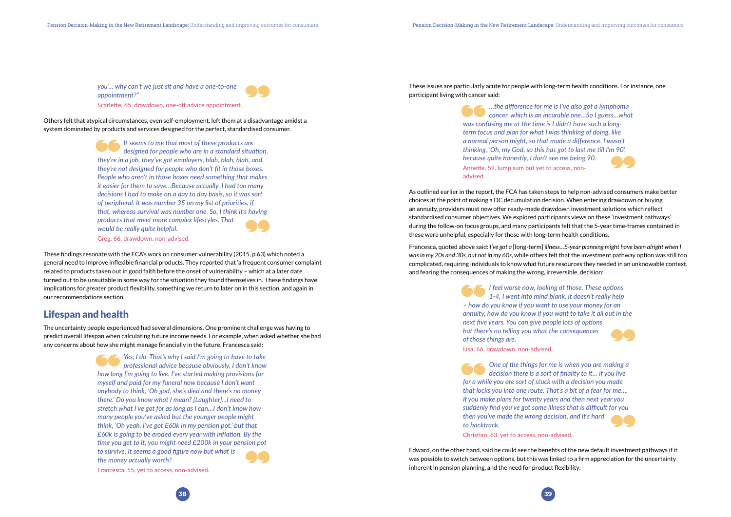*you'... why can't we just sit and have a one-to-one appointment?"*

Scarlette, 65, drawdown, one-off advice appointment.

Others felt that atypical circumstances, even self-employment, left them at a disadvantage amidst a system dominated by products and services designed for the perfect, standardised consumer.

> *It seems to me that most of these products are designed for people who are in a standard situation, they're in a job, they've got employers, blah, blah, blah, and they're not designed for people who don't fit in those boxes. People who aren't in those boxes need something that makes it easier for them to save…Because actually, I had too many decisions I had to make on a day to day basis, so it was sort of peripheral. It was number 35 on my list of priorities, if that, whereas survival was number one. So, I think it's having products that meet more complex lifestyles. That would be really quite helpful.*
>
> Greg, 66, drawdown, non-advised.

These findings resonate with the FCA's work on consumer vulnerability (2015, p.63) which noted a general need to improve inflexible financial products. They reported that 'a frequent consumer complaint related to products taken out in good faith before the onset of vulnerability – which at a later date turned out to be unsuitable in some way for the situation they found themselves in.' These findings have implications for greater product flexibility, something we return to later on in this section, and again in our recommendations section.

## Lifespan and health

The uncertainty people experienced had several dimensions. One prominent challenge was having to predict overall lifespan when calculating future income needs. For example, when asked whether she had any concerns about how she might manage financially in the future, Francesca said:

> *Yes, I do. That's why I said I'm going to have to take professional advice because obviously, I don't know how long I'm going to live. I've started making provisions for myself and paid for my funeral now because I don't want anybody to think, 'Oh god, she's died and there's no money there.' Do you know what I mean? [Laughter]...I need to stretch what I've got for as long as I can...I don't know how many people you've asked but the younger people might think, 'Oh yeah, I've got £60k in my pension pot,' but that £60k is going to be eroded every year with inflation. By the time you get to it, you might need £200k in your pension pot to survive. It seems a good figure now but what is the money actually worth?*
>
> Francesca, 55, yet to access, non-advised.

These issues are particularly acute for people with long-term health conditions. For instance, one participant living with cancer said:

> *…the difference for me is I've also got a lymphoma cancer, which is an incurable one…So I guess…what was confusing me at the time is I didn't have such a long-term focus and plan for what I was thinking of doing, like a normal person might, so that made a difference. I wasn't thinking, 'Oh, my God, so this has got to last me till I'm 90', because quite honestly, I don't see me being 90.*
>
> Annette, 59, lump sum but yet to access, non-advised.

As outlined earlier in the report, the FCA has taken steps to help non-advised consumers make better choices at the point of making a DC decumulation decision. When entering drawdown or buying an annuity, providers must now offer ready-made drawdown investment solutions which reflect standardised consumer objectives. We explored participants views on these 'investment pathways' during the follow-on focus groups, and many participants felt that the 5-year time-frames contained in these were unhelpful, especially for those with long-term health conditions.

Francesca, quoted above said: *I've got a* [long-term] *illness…5-year planning might have been alright when I was in my 20s and 30s, but not in my 60s*, while others felt that the investment pathway option was still too complicated, requiring individuals to know what future resources they needed in an unknowable context, and fearing the consequences of making the wrong, irreversible, decision:

> *I feel worse now, looking at those. These options 1-4, I went into mind blank, it doesn't really help – how do you know if you want to use your money for an annuity, how do you know if you want to take it all out in the next five years. You can give people lots of options but there's no telling you what the consequences of those things are.*
>
> Lisa, 66, drawdown, non-advised.

> *One of the things for me is when you are making a decision there is a sort of finality to it… if you live for a while you are sort of stuck with a decision you made that locks you into one route. That's a bit of a fear for me…. If you make plans for twenty years and then next year you suddenly find you've got some illness that is difficult for you then you've made the wrong decision, and it's hard to backtrack.*
>
> Christian, 63, yet to access, non-advised.

Edward, on the other hand, said he could see the benefits of the new default investment pathways if it was possible to switch between options, but this was linked to a firm appreciation for the uncertainty inherent in pension planning, and the need for product flexibility: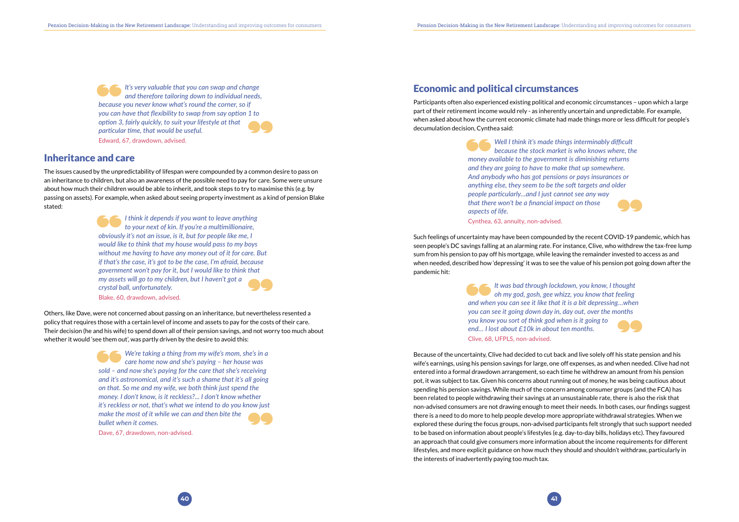> *It's very valuable that you can swap and change and therefore tailoring down to individual needs, because you never know what's round the corner, so if you can have that flexibility to swap from say option 1 to option 3, fairly quickly, to suit your lifestyle at that particular time, that would be useful.*
>
> Edward, 67, drawdown, advised.

## Inheritance and care

The issues caused by the unpredictability of lifespan were compounded by a common desire to pass on an inheritance to children, but also an awareness of the possible need to pay for care. Some were unsure about how much their children would be able to inherit, and took steps to try to maximise this (e.g. by passing on assets). For example, when asked about seeing property investment as a kind of pension Blake stated:

> *I think it depends if you want to leave anything to your next of kin. If you're a multimillionaire, obviously it's not an issue, is it, but for people like me, I would like to think that my house would pass to my boys without me having to have any money out of it for care. But if that's the case, it's got to be the case, I'm afraid, because government won't pay for it, but I would like to think that my assets will go to my children, but I haven't got a crystal ball, unfortunately.*
>
> Blake, 60, drawdown, advised.

Others, like Dave, were not concerned about passing on an inheritance, but nevertheless resented a policy that requires those with a certain level of income and assets to pay for the costs of their care. Their decision (he and his wife) to spend down all of their pension savings, and not worry too much about whether it would 'see them out', was partly driven by the desire to avoid this:

> *We're taking a thing from my wife's mom, she's in a care home now and she's paying – her house was sold – and now she's paying for the care that she's receiving and it's astronomical, and it's such a shame that it's all going on that. So me and my wife, we both think just spend the money. I don't know, is it reckless?... I don't know whether it's reckless or not, that's what we intend to do you know just make the most of it while we can and then bite the bullet when it comes.*
>
> Dave, 67, drawdown, non-advised.

## Economic and political circumstances

Participants often also experienced existing political and economic circumstances – upon which a large part of their retirement income would rely - as inherently uncertain and unpredictable. For example, when asked about how the current economic climate had made things more or less difficult for people's decumulation decision, Cynthea said:

> *Well I think it's made things interminably difficult because the stock market is who knows where, the money available to the government is diminishing returns and they are going to have to make that up somewhere. And anybody who has got pensions or pays insurances or anything else, they seem to be the soft targets and older people particularly…and I just cannot see any way that there won't be a financial impact on those aspects of life.*
>
> Cynthea, 63, annuity, non-advised.

Such feelings of uncertainty may have been compounded by the recent COVID-19 pandemic, which has seen people's DC savings falling at an alarming rate. For instance, Clive, who withdrew the tax-free lump sum from his pension to pay off his mortgage, while leaving the remainder invested to access as and when needed, described how 'depressing' it was to see the value of his pension pot going down after the pandemic hit:

> *It was bad through lockdown, you know, I thought oh my god, gosh, gee whizz, you know that feeling and when you can see it like that it is a bit depressing…when you can see it going down day in, day out, over the months you know you sort of think god when is it going to end… I lost about £10k in about ten months.*
>
> Clive, 68, UFPLS, non-advised.

Because of the uncertainty, Clive had decided to cut back and live solely off his state pension and his wife's earnings, using his pension savings for large, one off expenses, as and when needed. Clive had not entered into a formal drawdown arrangement, so each time he withdrew an amount from his pension pot, it was subject to tax. Given his concerns about running out of money, he was being cautious about spending his pension savings. While much of the concern among consumer groups (and the FCA) has been related to people withdrawing their savings at an unsustainable rate, there is also the risk that non-advised consumers are not drawing enough to meet their needs. In both cases, our findings suggest there is a need to do more to help people develop more appropriate withdrawal strategies. When we explored these during the focus groups, non-advised participants felt strongly that such support needed to be based on information about people's lifestyles (e.g. day-to-day bills, holidays etc). They favoured an approach that could give consumers more information about the income requirements for different lifestyles, and more explicit guidance on how much they should and shouldn't withdraw, particularly in the interests of inadvertently paying too much tax.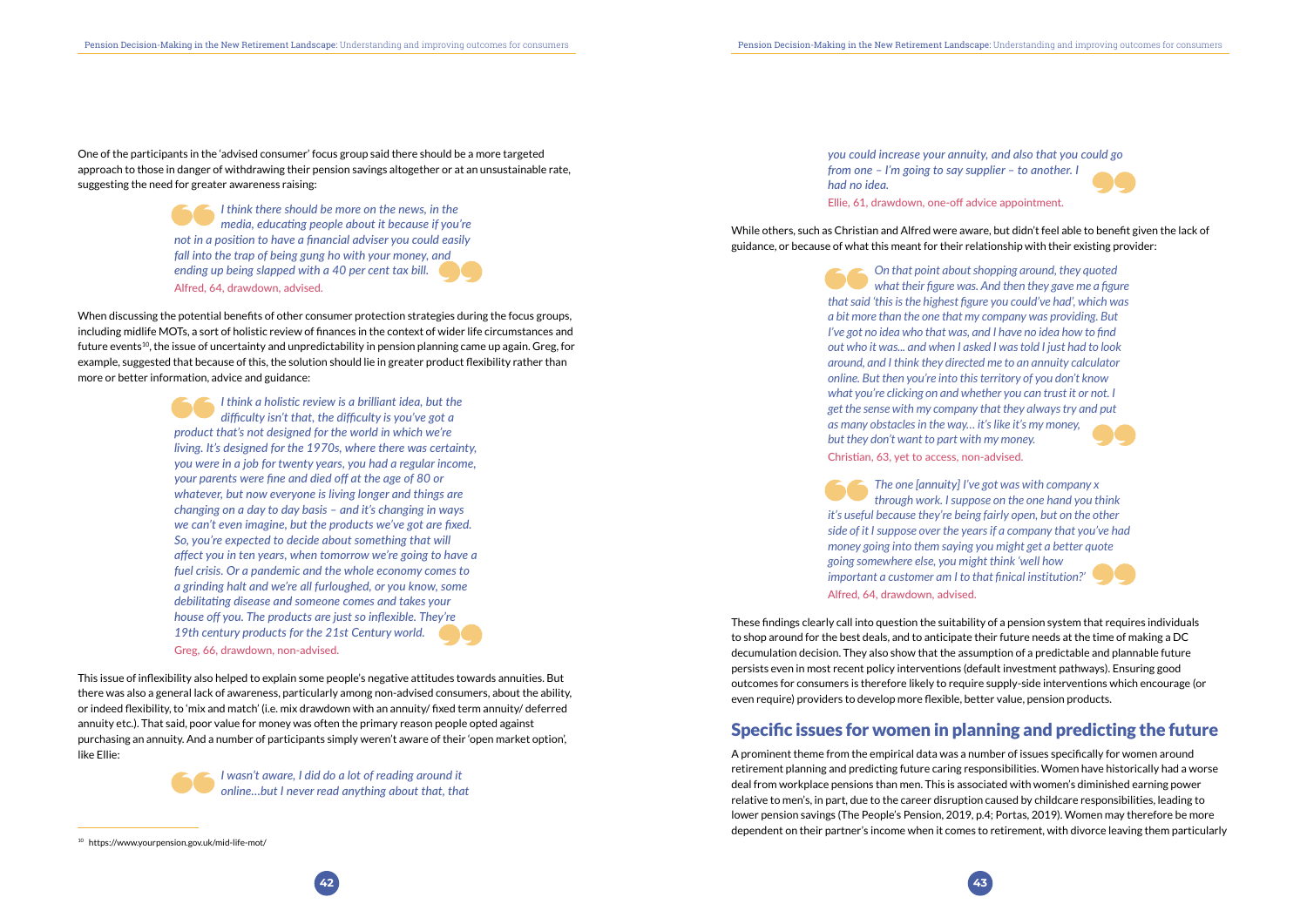One of the participants in the 'advised consumer' focus group said there should be a more targeted approach to those in danger of withdrawing their pension savings altogether or at an unsustainable rate, suggesting the need for greater awareness raising:

> *I think there should be more on the news, in the media, educating people about it because if you're not in a position to have a financial adviser you could easily fall into the trap of being gung ho with your money, and ending up being slapped with a 40 per cent tax bill.*
>
> Alfred, 64, drawdown, advised.

When discussing the potential benefits of other consumer protection strategies during the focus groups, including midlife MOTs, a sort of holistic review of finances in the context of wider life circumstances and future events[10], the issue of uncertainty and unpredictability in pension planning came up again. Greg, for example, suggested that because of this, the solution should lie in greater product flexibility rather than more or better information, advice and guidance:

> *I think a holistic review is a brilliant idea, but the difficulty isn't that, the difficulty is you've got a product that's not designed for the world in which we're living. It's designed for the 1970s, where there was certainty, you were in a job for twenty years, you had a regular income, your parents were fine and died off at the age of 80 or whatever, but now everyone is living longer and things are changing on a day to day basis – and it's changing in ways we can't even imagine, but the products we've got are fixed. So, you're expected to decide about something that will affect you in ten years, when tomorrow we're going to have a fuel crisis. Or a pandemic and the whole economy comes to a grinding halt and we're all furloughed, or you know, some debilitating disease and someone comes and takes your house off you. The products are just so inflexible. They're 19th century products for the 21st Century world.*
>
> Greg, 66, drawdown, non-advised.

This issue of inflexibility also helped to explain some people's negative attitudes towards annuities. But there was also a general lack of awareness, particularly among non-advised consumers, about the ability, or indeed flexibility, to 'mix and match' (i.e. mix drawdown with an annuity/ fixed term annuity/ deferred annuity etc.). That said, poor value for money was often the primary reason people opted against purchasing an annuity. And a number of participants simply weren't aware of their 'open market option', like Ellie:

> *I wasn't aware, I did do a lot of reading around it online…but I never read anything about that, that you could increase your annuity, and also that you could go from one – I'm going to say supplier – to another. I had no idea.*
>
> Ellie, 61, drawdown, one-off advice appointment.

While others, such as Christian and Alfred were aware, but didn't feel able to benefit given the lack of guidance, or because of what this meant for their relationship with their existing provider:

> *On that point about shopping around, they quoted what their figure was. And then they gave me a figure that said 'this is the highest figure you could've had', which was a bit more than the one that my company was providing. But I've got no idea who that was, and I have no idea how to find out who it was... and when I asked I was told I just had to look around, and I think they directed me to an annuity calculator online. But then you're into this territory of you don't know what you're clicking on and whether you can trust it or not. I get the sense with my company that they always try and put as many obstacles in the way… it's like it's my money, but they don't want to part with my money.*
>
> Christian, 63, yet to access, non-advised.

> *The one [annuity] I've got was with company x through work. I suppose on the one hand you think it's useful because they're being fairly open, but on the other side of it I suppose over the years if a company that you've had money going into them saying you might get a better quote going somewhere else, you might think 'well how important a customer am I to that finical institution?'*
>
> Alfred, 64, drawdown, advised.

These findings clearly call into question the suitability of a pension system that requires individuals to shop around for the best deals, and to anticipate their future needs at the time of making a DC decumulation decision. They also show that the assumption of a predictable and plannable future persists even in most recent policy interventions (default investment pathways). Ensuring good outcomes for consumers is therefore likely to require supply-side interventions which encourage (or even require) providers to develop more flexible, better value, pension products.

## Specific issues for women in planning and predicting the future

A prominent theme from the empirical data was a number of issues specifically for women around retirement planning and predicting future caring responsibilities. Women have historically had a worse deal from workplace pensions than men. This is associated with women's diminished earning power relative to men's, in part, due to the career disruption caused by childcare responsibilities, leading to lower pension savings (The People's Pension, 2019, p.4; Portas, 2019). Women may therefore be more dependent on their partner's income when it comes to retirement, with divorce leaving them particularly

[10] https://www.yourpension.gov.uk/mid-life-mot/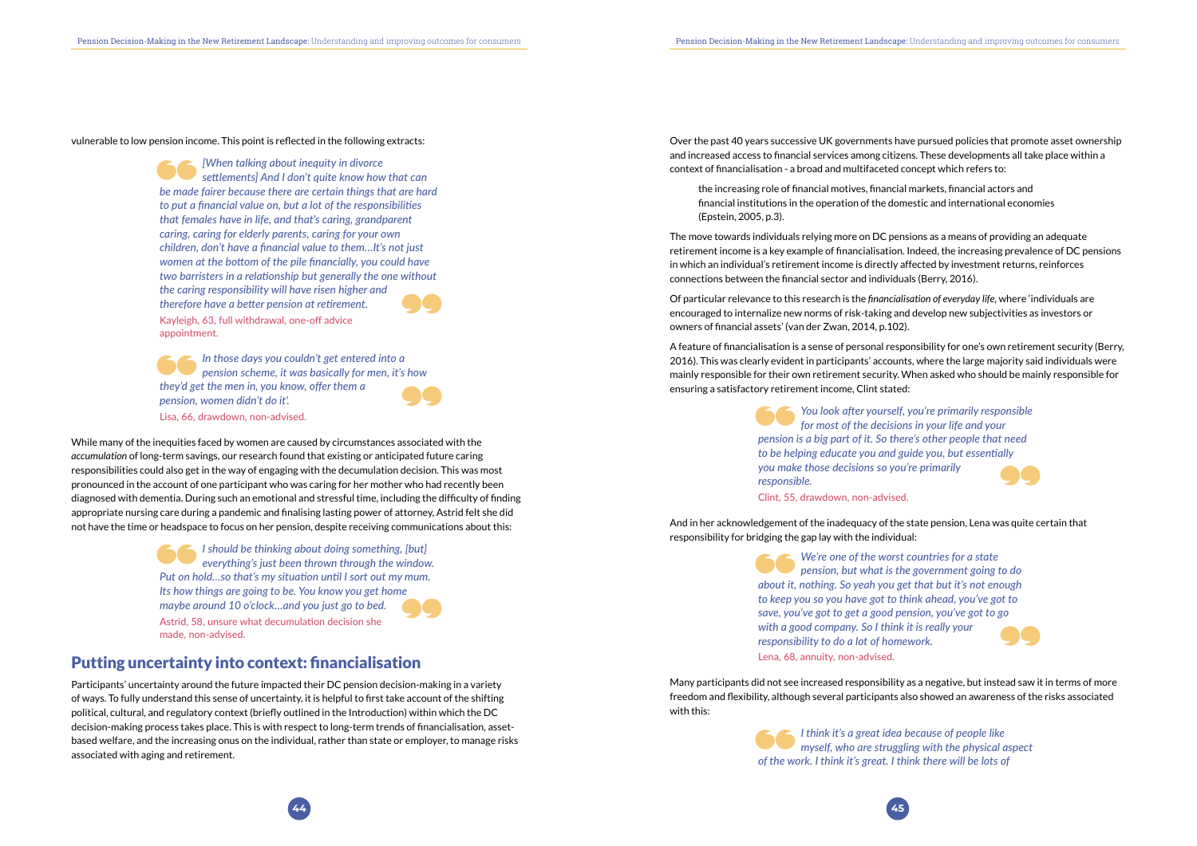vulnerable to low pension income. This point is reflected in the following extracts:

> *[When talking about inequity in divorce settlements] And I don't quite know how that can be made fairer because there are certain things that are hard to put a financial value on, but a lot of the responsibilities that females have in life, and that's caring, grandparent caring, caring for elderly parents, caring for your own children, don't have a financial value to them…It's not just women at the bottom of the pile financially, you could have two barristers in a relationship but generally the one without the caring responsibility will have risen higher and therefore have a better pension at retirement.*
>
> Kayleigh, 63, full withdrawal, one-off advice appointment.

> *In those days you couldn't get entered into a pension scheme, it was basically for men, it's how they'd get the men in, you know, offer them a pension, women didn't do it'.*
>
> Lisa, 66, drawdown, non-advised.

While many of the inequities faced by women are caused by circumstances associated with the *accumulation* of long-term savings, our research found that existing or anticipated future caring responsibilities could also get in the way of engaging with the decumulation decision. This was most pronounced in the account of one participant who was caring for her mother who had recently been diagnosed with dementia. During such an emotional and stressful time, including the difficulty of finding appropriate nursing care during a pandemic and finalising lasting power of attorney, Astrid felt she did not have the time or headspace to focus on her pension, despite receiving communications about this:

> *I should be thinking about doing something, [but] everything's just been thrown through the window. Put on hold…so that's my situation until I sort out my mum. Its how things are going to be. You know you get home maybe around 10 o'clock…and you just go to bed.*
>
> Astrid, 58, unsure what decumulation decision she made, non-advised.

## Putting uncertainty into context: financialisation

Participants' uncertainty around the future impacted their DC pension decision-making in a variety of ways. To fully understand this sense of uncertainty, it is helpful to first take account of the shifting political, cultural, and regulatory context (briefly outlined in the Introduction) within which the DC decision-making process takes place. This is with respect to long-term trends of financialisation, asset-based welfare, and the increasing onus on the individual, rather than state or employer, to manage risks associated with aging and retirement.

Over the past 40 years successive UK governments have pursued policies that promote asset ownership and increased access to financial services among citizens. These developments all take place within a context of financialisation - a broad and multifaceted concept which refers to:

> the increasing role of financial motives, financial markets, financial actors and financial institutions in the operation of the domestic and international economies (Epstein, 2005, p.3).

The move towards individuals relying more on DC pensions as a means of providing an adequate retirement income is a key example of financialisation. Indeed, the increasing prevalence of DC pensions in which an individual's retirement income is directly affected by investment returns, reinforces connections between the financial sector and individuals (Berry, 2016).

Of particular relevance to this research is the *financialisation of everyday life*, where 'individuals are encouraged to internalize new norms of risk-taking and develop new subjectivities as investors or owners of financial assets' (van der Zwan, 2014, p.102).

A feature of financialisation is a sense of personal responsibility for one's own retirement security (Berry, 2016). This was clearly evident in participants' accounts, where the large majority said individuals were mainly responsible for their own retirement security. When asked who should be mainly responsible for ensuring a satisfactory retirement income, Clint stated:

> *You look after yourself, you're primarily responsible for most of the decisions in your life and your pension is a big part of it. So there's other people that need to be helping educate you and guide you, but essentially you make those decisions so you're primarily responsible.*
>
> Clint, 55, drawdown, non-advised.

And in her acknowledgement of the inadequacy of the state pension, Lena was quite certain that responsibility for bridging the gap lay with the individual:

> *We're one of the worst countries for a state pension, but what is the government going to do about it, nothing. So yeah you get that but it's not enough to keep you so you have got to think ahead, you've got to save, you've got to get a good pension, you've got to go with a good company. So I think it is really your responsibility to do a lot of homework.*
>
> Lena, 68, annuity, non-advised.

Many participants did not see increased responsibility as a negative, but instead saw it in terms of more freedom and flexibility, although several participants also showed an awareness of the risks associated with this:

> *I think it's a great idea because of people like myself, who are struggling with the physical aspect of the work. I think it's great. I think there will be lots of*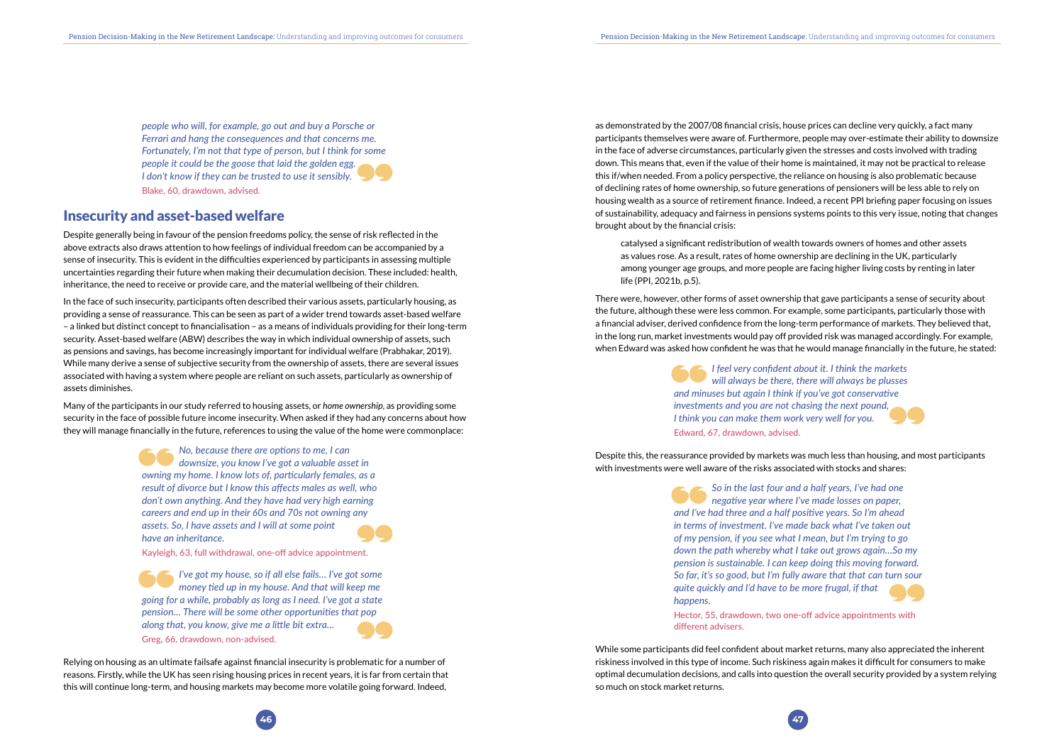*people who will, for example, go out and buy a Porsche or Ferrari and hang the consequences and that concerns me. Fortunately, I'm not that type of person, but I think for some people it could be the goose that laid the golden egg. I don't know if they can be trusted to use it sensibly.*

Blake, 60, drawdown, advised.

## Insecurity and asset-based welfare

Despite generally being in favour of the pension freedoms policy, the sense of risk reflected in the above extracts also draws attention to how feelings of individual freedom can be accompanied by a sense of insecurity. This is evident in the difficulties experienced by participants in assessing multiple uncertainties regarding their future when making their decumulation decision. These included: health, inheritance, the need to receive or provide care, and the material wellbeing of their children.

In the face of such insecurity, participants often described their various assets, particularly housing, as providing a sense of reassurance. This can be seen as part of a wider trend towards asset-based welfare – a linked but distinct concept to financialisation – as a means of individuals providing for their long-term security. Asset-based welfare (ABW) describes the way in which individual ownership of assets, such as pensions and savings, has become increasingly important for individual welfare (Prabhakar, 2019). While many derive a sense of subjective security from the ownership of assets, there are several issues associated with having a system where people are reliant on such assets, particularly as ownership of assets diminishes.

Many of the participants in our study referred to housing assets, or *home ownership*, as providing some security in the face of possible future income insecurity. When asked if they had any concerns about how they will manage financially in the future, references to using the value of the home were commonplace:

*No, because there are options to me, I can downsize, you know I've got a valuable asset in owning my home. I know lots of, particularly females, as a result of divorce but I know this affects males as well, who don't own anything. And they have had very high earning careers and end up in their 60s and 70s not owning any assets. So, I have assets and I will at some point have an inheritance.*

Kayleigh, 63, full withdrawal, one-off advice appointment.

*I've got my house, so if all else fails… I've got some money tied up in my house. And that will keep me going for a while, probably as long as I need. I've got a state pension… There will be some other opportunities that pop along that, you know, give me a little bit extra…*

Greg, 66, drawdown, non-advised.

Relying on housing as an ultimate failsafe against financial insecurity is problematic for a number of reasons. Firstly, while the UK has seen rising housing prices in recent years, it is far from certain that this will continue long-term, and housing markets may become more volatile going forward. Indeed, as demonstrated by the 2007/08 financial crisis, house prices can decline very quickly, a fact many participants themselves were aware of. Furthermore, people may over-estimate their ability to downsize in the face of adverse circumstances, particularly given the stresses and costs involved with trading down. This means that, even if the value of their home is maintained, it may not be practical to release this if/when needed. From a policy perspective, the reliance on housing is also problematic because of declining rates of home ownership, so future generations of pensioners will be less able to rely on housing wealth as a source of retirement finance. Indeed, a recent PPI briefing paper focusing on issues of sustainability, adequacy and fairness in pensions systems points to this very issue, noting that changes brought about by the financial crisis:

> catalysed a significant redistribution of wealth towards owners of homes and other assets as values rose. As a result, rates of home ownership are declining in the UK, particularly among younger age groups, and more people are facing higher living costs by renting in later life (PPI, 2021b, p.5).

There were, however, other forms of asset ownership that gave participants a sense of security about the future, although these were less common. For example, some participants, particularly those with a financial adviser, derived confidence from the long-term performance of markets. They believed that, in the long run, market investments would pay off provided risk was managed accordingly. For example, when Edward was asked how confident he was that he would manage financially in the future, he stated:

*I feel very confident about it. I think the markets will always be there, there will always be plusses and minuses but again I think if you've got conservative investments and you are not chasing the next pound, I think you can make them work very well for you.*

Edward, 67, drawdown, advised.

Despite this, the reassurance provided by markets was much less than housing, and most participants with investments were well aware of the risks associated with stocks and shares:

*So in the last four and a half years, I've had one negative year where I've made losses on paper, and I've had three and a half positive years. So I'm ahead in terms of investment. I've made back what I've taken out of my pension, if you see what I mean, but I'm trying to go down the path whereby what I take out grows again…So my pension is sustainable. I can keep doing this moving forward. So far, it's so good, but I'm fully aware that that can turn sour quite quickly and I'd have to be more frugal, if that happens.*

Hector, 55, drawdown, two one-off advice appointments with different advisers.

While some participants did feel confident about market returns, many also appreciated the inherent riskiness involved in this type of income. Such riskiness again makes it difficult for consumers to make optimal decumulation decisions, and calls into question the overall security provided by a system relying so much on stock market returns.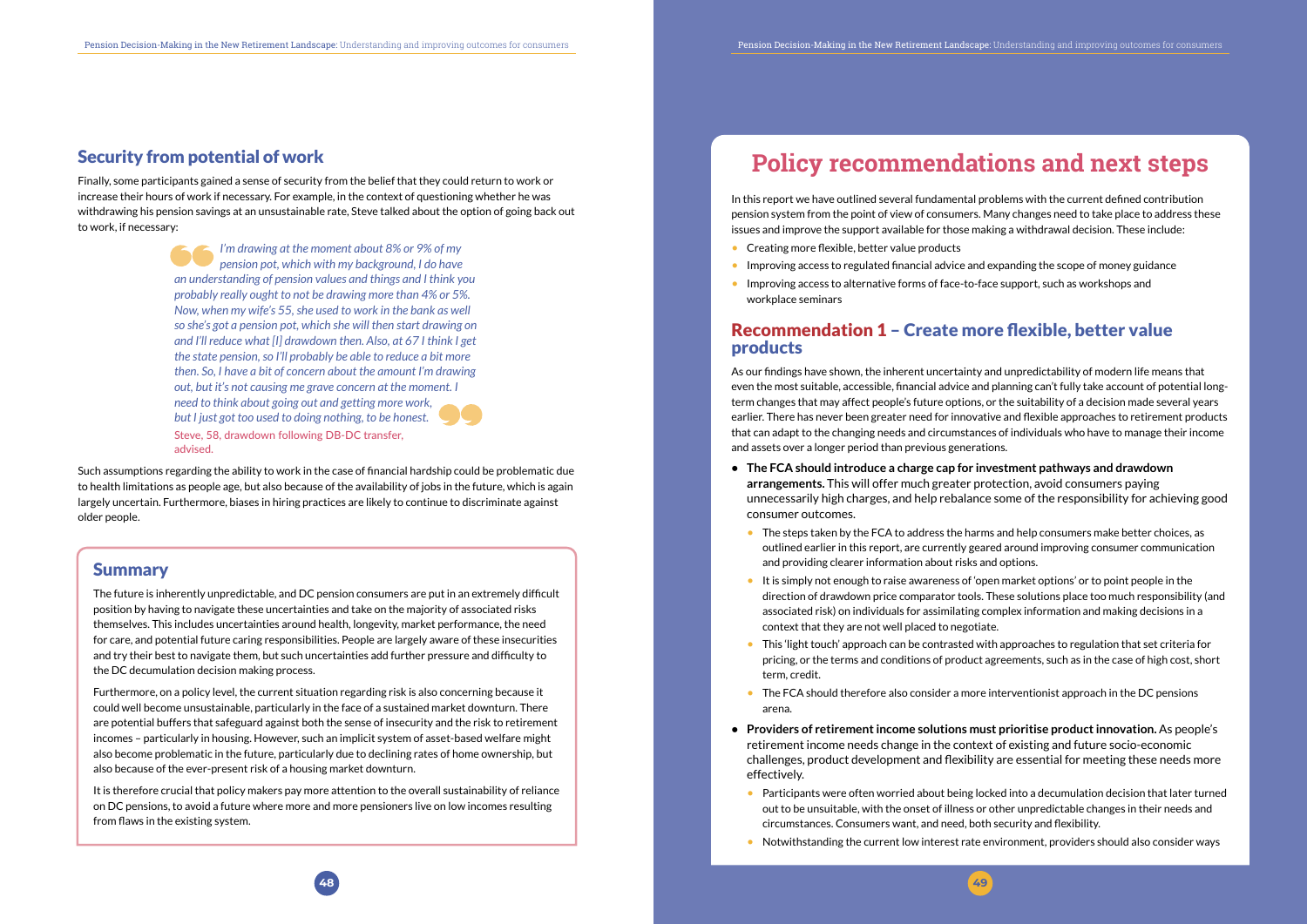## Security from potential of work

Finally, some participants gained a sense of security from the belief that they could return to work or increase their hours of work if necessary. For example, in the context of questioning whether he was withdrawing his pension savings at an unsustainable rate, Steve talked about the option of going back out to work, if necessary:

> *I'm drawing at the moment about 8% or 9% of my pension pot, which with my background, I do have an understanding of pension values and things and I think you probably really ought to not be drawing more than 4% or 5%. Now, when my wife's 55, she used to work in the bank as well so she's got a pension pot, which she will then start drawing on and I'll reduce what [I] drawdown then. Also, at 67 I think I get the state pension, so I'll probably be able to reduce a bit more then. So, I have a bit of concern about the amount I'm drawing out, but it's not causing me grave concern at the moment. I need to think about going out and getting more work, but I just got too used to doing nothing, to be honest.*
>
> Steve, 58, drawdown following DB-DC transfer, advised.

Such assumptions regarding the ability to work in the case of financial hardship could be problematic due to health limitations as people age, but also because of the availability of jobs in the future, which is again largely uncertain. Furthermore, biases in hiring practices are likely to continue to discriminate against older people.

### Summary

The future is inherently unpredictable, and DC pension consumers are put in an extremely difficult position by having to navigate these uncertainties and take on the majority of associated risks themselves. This includes uncertainties around health, longevity, market performance, the need for care, and potential future caring responsibilities. People are largely aware of these insecurities and try their best to navigate them, but such uncertainties add further pressure and difficulty to the DC decumulation decision making process.

Furthermore, on a policy level, the current situation regarding risk is also concerning because it could well become unsustainable, particularly in the face of a sustained market downturn. There are potential buffers that safeguard against both the sense of insecurity and the risk to retirement incomes – particularly in housing. However, such an implicit system of asset-based welfare might also become problematic in the future, particularly due to declining rates of home ownership, but also because of the ever-present risk of a housing market downturn.

It is therefore crucial that policy makers pay more attention to the overall sustainability of reliance on DC pensions, to avoid a future where more and more pensioners live on low incomes resulting from flaws in the existing system.

# Policy recommendations and next steps

In this report we have outlined several fundamental problems with the current defined contribution pension system from the point of view of consumers. Many changes need to take place to address these issues and improve the support available for those making a withdrawal decision. These include:

- Creating more flexible, better value products
- Improving access to regulated financial advice and expanding the scope of money guidance
- Improving access to alternative forms of face-to-face support, such as workshops and workplace seminars

## Recommendation 1 – Create more flexible, better value products

As our findings have shown, the inherent uncertainty and unpredictability of modern life means that even the most suitable, accessible, financial advice and planning can't fully take account of potential long-term changes that may affect people's future options, or the suitability of a decision made several years earlier. There has never been greater need for innovative and flexible approaches to retirement products that can adapt to the changing needs and circumstances of individuals who have to manage their income and assets over a longer period than previous generations.

- **The FCA should introduce a charge cap for investment pathways and drawdown arrangements.** This will offer much greater protection, avoid consumers paying unnecessarily high charges, and help rebalance some of the responsibility for achieving good consumer outcomes.
  - The steps taken by the FCA to address the harms and help consumers make better choices, as outlined earlier in this report, are currently geared around improving consumer communication and providing clearer information about risks and options.
  - It is simply not enough to raise awareness of 'open market options' or to point people in the direction of drawdown price comparator tools. These solutions place too much responsibility (and associated risk) on individuals for assimilating complex information and making decisions in a context that they are not well placed to negotiate.
  - This 'light touch' approach can be contrasted with approaches to regulation that set criteria for pricing, or the terms and conditions of product agreements, such as in the case of high cost, short term, credit.
  - The FCA should therefore also consider a more interventionist approach in the DC pensions arena.
- **Providers of retirement income solutions must prioritise product innovation.** As people's retirement income needs change in the context of existing and future socio-economic challenges, product development and flexibility are essential for meeting these needs more effectively.
  - Participants were often worried about being locked into a decumulation decision that later turned out to be unsuitable, with the onset of illness or other unpredictable changes in their needs and circumstances. Consumers want, and need, both security and flexibility.
  - Notwithstanding the current low interest rate environment, providers should also consider ways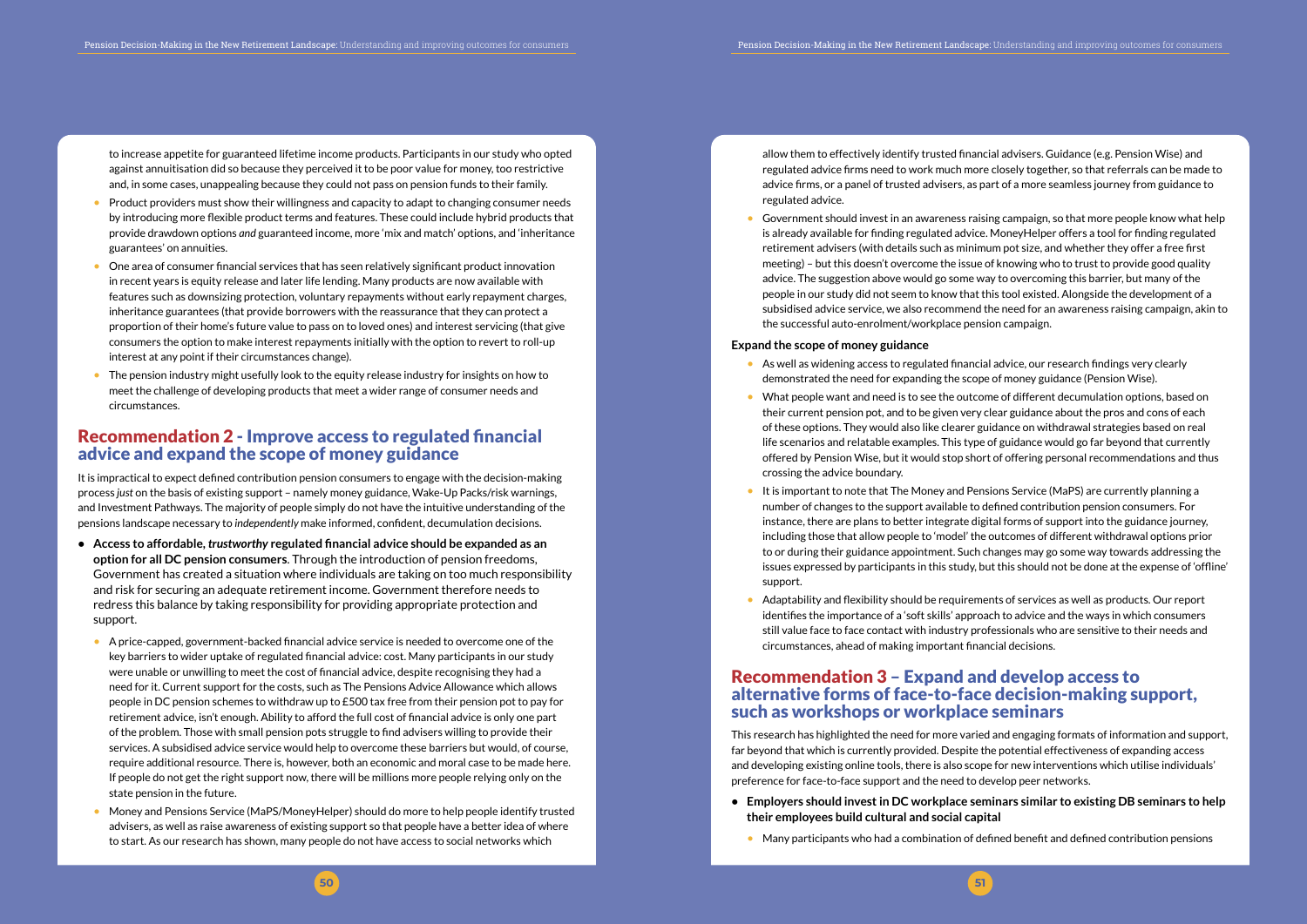to increase appetite for guaranteed lifetime income products. Participants in our study who opted against annuitisation did so because they perceived it to be poor value for money, too restrictive and, in some cases, unappealing because they could not pass on pension funds to their family.

- Product providers must show their willingness and capacity to adapt to changing consumer needs by introducing more flexible product terms and features. These could include hybrid products that provide drawdown options *and* guaranteed income, more 'mix and match' options, and 'inheritance guarantees' on annuities.
- One area of consumer financial services that has seen relatively significant product innovation in recent years is equity release and later life lending. Many products are now available with features such as downsizing protection, voluntary repayments without early repayment charges, inheritance guarantees (that provide borrowers with the reassurance that they can protect a proportion of their home's future value to pass on to loved ones) and interest servicing (that give consumers the option to make interest repayments initially with the option to revert to roll-up interest at any point if their circumstances change).
- The pension industry might usefully look to the equity release industry for insights on how to meet the challenge of developing products that meet a wider range of consumer needs and circumstances.

## Recommendation 2 - Improve access to regulated financial advice and expand the scope of money guidance

It is impractical to expect defined contribution pension consumers to engage with the decision-making process *just* on the basis of existing support – namely money guidance, Wake-Up Packs/risk warnings, and Investment Pathways. The majority of people simply do not have the intuitive understanding of the pensions landscape necessary to *independently* make informed, confident, decumulation decisions.

- **Access to affordable, *trustworthy* regulated financial advice should be expanded as an option for all DC pension consumers**. Through the introduction of pension freedoms, Government has created a situation where individuals are taking on too much responsibility and risk for securing an adequate retirement income. Government therefore needs to redress this balance by taking responsibility for providing appropriate protection and support.
  - A price-capped, government-backed financial advice service is needed to overcome one of the key barriers to wider uptake of regulated financial advice: cost. Many participants in our study were unable or unwilling to meet the cost of financial advice, despite recognising they had a need for it. Current support for the costs, such as The Pensions Advice Allowance which allows people in DC pension schemes to withdraw up to £500 tax free from their pension pot to pay for retirement advice, isn't enough. Ability to afford the full cost of financial advice is only one part of the problem. Those with small pension pots struggle to find advisers willing to provide their services. A subsidised advice service would help to overcome these barriers but would, of course, require additional resource. There is, however, both an economic and moral case to be made here. If people do not get the right support now, there will be millions more people relying only on the state pension in the future.
  - Money and Pensions Service (MaPS/MoneyHelper) should do more to help people identify trusted advisers, as well as raise awareness of existing support so that people have a better idea of where to start. As our research has shown, many people do not have access to social networks which allow them to effectively identify trusted financial advisers. Guidance (e.g. Pension Wise) and regulated advice firms need to work much more closely together, so that referrals can be made to advice firms, or a panel of trusted advisers, as part of a more seamless journey from guidance to regulated advice.
  - Government should invest in an awareness raising campaign, so that more people know what help is already available for finding regulated advice. MoneyHelper offers a tool for finding regulated retirement advisers (with details such as minimum pot size, and whether they offer a free first meeting) – but this doesn't overcome the issue of knowing who to trust to provide good quality advice. The suggestion above would go some way to overcoming this barrier, but many of the people in our study did not seem to know that this tool existed. Alongside the development of a subsidised advice service, we also recommend the need for an awareness raising campaign, akin to the successful auto-enrolment/workplace pension campaign.

**Expand the scope of money guidance**

- As well as widening access to regulated financial advice, our research findings very clearly demonstrated the need for expanding the scope of money guidance (Pension Wise).
- What people want and need is to see the outcome of different decumulation options, based on their current pension pot, and to be given very clear guidance about the pros and cons of each of these options. They would also like clearer guidance on withdrawal strategies based on real life scenarios and relatable examples. This type of guidance would go far beyond that currently offered by Pension Wise, but it would stop short of offering personal recommendations and thus crossing the advice boundary.
- It is important to note that The Money and Pensions Service (MaPS) are currently planning a number of changes to the support available to defined contribution pension consumers. For instance, there are plans to better integrate digital forms of support into the guidance journey, including those that allow people to 'model' the outcomes of different withdrawal options prior to or during their guidance appointment. Such changes may go some way towards addressing the issues expressed by participants in this study, but this should not be done at the expense of 'offline' support.
- Adaptability and flexibility should be requirements of services as well as products. Our report identifies the importance of a 'soft skills' approach to advice and the ways in which consumers still value face to face contact with industry professionals who are sensitive to their needs and circumstances, ahead of making important financial decisions.

## Recommendation 3 – Expand and develop access to alternative forms of face-to-face decision-making support, such as workshops or workplace seminars

This research has highlighted the need for more varied and engaging formats of information and support, far beyond that which is currently provided. Despite the potential effectiveness of expanding access and developing existing online tools, there is also scope for new interventions which utilise individuals' preference for face-to-face support and the need to develop peer networks.

- **Employers should invest in DC workplace seminars similar to existing DB seminars to help their employees build cultural and social capital**
  - Many participants who had a combination of defined benefit and defined contribution pensions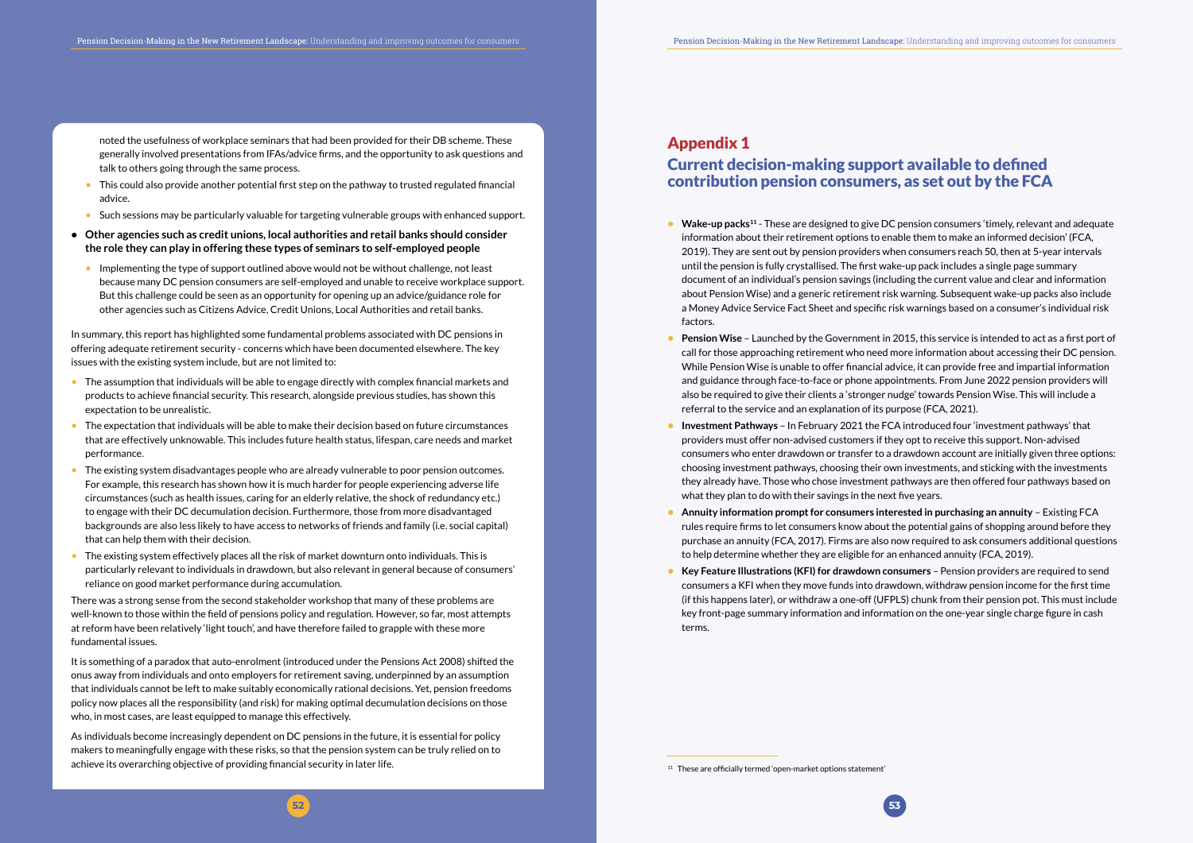noted the usefulness of workplace seminars that had been provided for their DB scheme. These generally involved presentations from IFAs/advice firms, and the opportunity to ask questions and talk to others going through the same process.

- This could also provide another potential first step on the pathway to trusted regulated financial advice.
- Such sessions may be particularly valuable for targeting vulnerable groups with enhanced support.

- **Other agencies such as credit unions, local authorities and retail banks should consider the role they can play in offering these types of seminars to self-employed people**
  - Implementing the type of support outlined above would not be without challenge, not least because many DC pension consumers are self-employed and unable to receive workplace support. But this challenge could be seen as an opportunity for opening up an advice/guidance role for other agencies such as Citizens Advice, Credit Unions, Local Authorities and retail banks.

In summary, this report has highlighted some fundamental problems associated with DC pensions in offering adequate retirement security - concerns which have been documented elsewhere. The key issues with the existing system include, but are not limited to:

- The assumption that individuals will be able to engage directly with complex financial markets and products to achieve financial security. This research, alongside previous studies, has shown this expectation to be unrealistic.
- The expectation that individuals will be able to make their decision based on future circumstances that are effectively unknowable. This includes future health status, lifespan, care needs and market performance.
- The existing system disadvantages people who are already vulnerable to poor pension outcomes. For example, this research has shown how it is much harder for people experiencing adverse life circumstances (such as health issues, caring for an elderly relative, the shock of redundancy etc.) to engage with their DC decumulation decision. Furthermore, those from more disadvantaged backgrounds are also less likely to have access to networks of friends and family (i.e. social capital) that can help them with their decision.
- The existing system effectively places all the risk of market downturn onto individuals. This is particularly relevant to individuals in drawdown, but also relevant in general because of consumers' reliance on good market performance during accumulation.

There was a strong sense from the second stakeholder workshop that many of these problems are well-known to those within the field of pensions policy and regulation. However, so far, most attempts at reform have been relatively 'light touch', and have therefore failed to grapple with these more fundamental issues.

It is something of a paradox that auto-enrolment (introduced under the Pensions Act 2008) shifted the onus away from individuals and onto employers for retirement saving, underpinned by an assumption that individuals cannot be left to make suitably economically rational decisions. Yet, pension freedoms policy now places all the responsibility (and risk) for making optimal decumulation decisions on those who, in most cases, are least equipped to manage this effectively.

As individuals become increasingly dependent on DC pensions in the future, it is essential for policy makers to meaningfully engage with these risks, so that the pension system can be truly relied on to achieve its overarching objective of providing financial security in later life.

# Appendix 1

## Current decision-making support available to defined contribution pension consumers, as set out by the FCA

- **Wake-up packs**[11] - These are designed to give DC pension consumers 'timely, relevant and adequate information about their retirement options to enable them to make an informed decision' (FCA, 2019). They are sent out by pension providers when consumers reach 50, then at 5-year intervals until the pension is fully crystallised. The first wake-up pack includes a single page summary document of an individual's pension savings (including the current value and clear and information about Pension Wise) and a generic retirement risk warning. Subsequent wake-up packs also include a Money Advice Service Fact Sheet and specific risk warnings based on a consumer's individual risk factors.
- **Pension Wise** – Launched by the Government in 2015, this service is intended to act as a first port of call for those approaching retirement who need more information about accessing their DC pension. While Pension Wise is unable to offer financial advice, it can provide free and impartial information and guidance through face-to-face or phone appointments. From June 2022 pension providers will also be required to give their clients a 'stronger nudge' towards Pension Wise. This will include a referral to the service and an explanation of its purpose (FCA, 2021).
- **Investment Pathways** – In February 2021 the FCA introduced four 'investment pathways' that providers must offer non-advised customers if they opt to receive this support. Non-advised consumers who enter drawdown or transfer to a drawdown account are initially given three options: choosing investment pathways, choosing their own investments, and sticking with the investments they already have. Those who chose investment pathways are then offered four pathways based on what they plan to do with their savings in the next five years.
- **Annuity information prompt for consumers interested in purchasing an annuity** – Existing FCA rules require firms to let consumers know about the potential gains of shopping around before they purchase an annuity (FCA, 2017). Firms are also now required to ask consumers additional questions to help determine whether they are eligible for an enhanced annuity (FCA, 2019).
- **Key Feature Illustrations (KFI) for drawdown consumers** – Pension providers are required to send consumers a KFI when they move funds into drawdown, withdraw pension income for the first time (if this happens later), or withdraw a one-off (UFPLS) chunk from their pension pot. This must include key front-page summary information and information on the one-year single charge figure in cash terms.

[11] These are officially termed 'open-market options statement'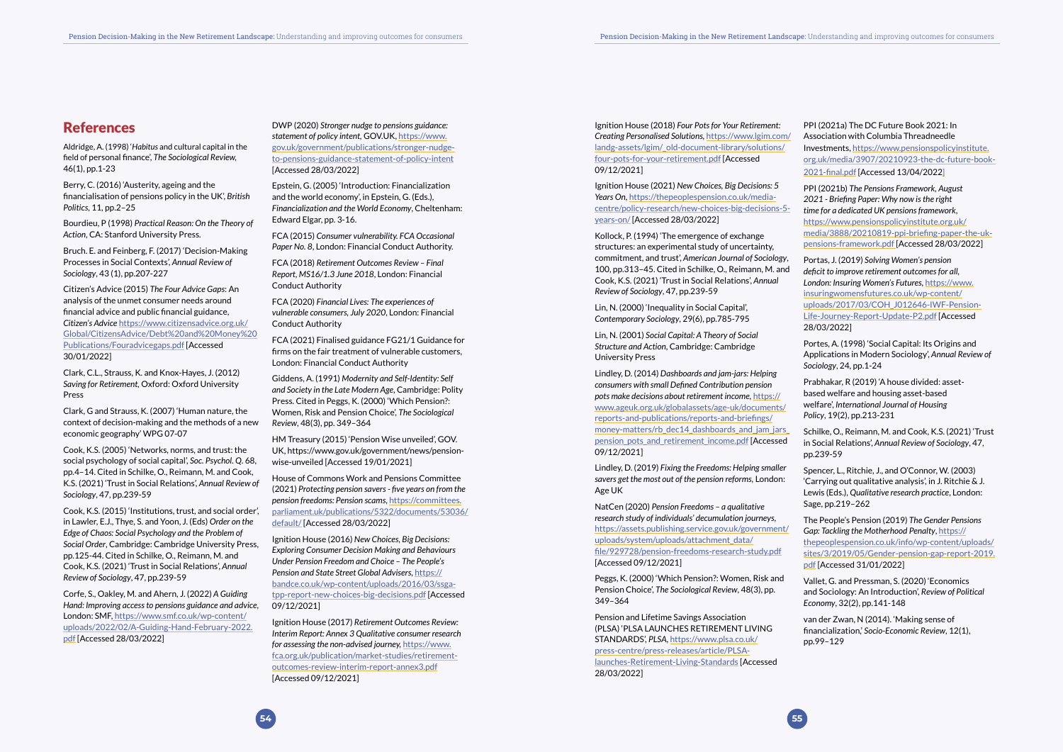# References

Aldridge, A. (1998) '*Habitus* and cultural capital in the field of personal finance', *The Sociological Review*, 46(1), pp.1-23

Berry, C. (2016) 'Austerity, ageing and the financialisation of pensions policy in the UK', *British Politics*, 11, pp.2–25

Bourdieu, P (1998) *Practical Reason: On the Theory of Action*, CA: Stanford University Press.

Bruch. E. and Feinberg, F. (2017) 'Decision-Making Processes in Social Contexts', *Annual Review of Sociology*, 43 (1), pp.207-227

Citizen's Advice (2015) *The Four Advice Gaps*: An analysis of the unmet consumer needs around financial advice and public financial guidance, *Citizen's Advice* https://www.citizensadvice.org.uk/Global/CitizensAdvice/Debt%20and%20Money%20Publications/Fouradvicegaps.pdf [Accessed 30/01/2022]

Clark, C.L., Strauss, K. and Knox-Hayes, J. (2012) *Saving for Retirement*, Oxford: Oxford University Press

Clark, G and Strauss, K. (2007) 'Human nature, the context of decision-making and the methods of a new economic geography' WPG 07-07

Cook, K.S. (2005) 'Networks, norms, and trust: the social psychology of social capital', *Soc. Psychol. Q.* 68, pp.4–14. Cited in Schilke, O., Reimann, M. and Cook, K.S. (2021) 'Trust in Social Relations', *Annual Review of Sociology*, 47, pp.239-59

Cook, K.S. (2015) 'Institutions, trust, and social order', in Lawler, E.J., Thye, S. and Yoon, J. (Eds) *Order on the Edge of Chaos: Social Psychology and the Problem of Social Order*, Cambridge: Cambridge University Press, pp.125-44. Cited in Schilke, O., Reimann, M. and Cook, K.S. (2021) 'Trust in Social Relations', *Annual Review of Sociology*, 47, pp.239-59

Corfe, S., Oakley, M. and Ahern, J. (2022) *A Guiding Hand: Improving access to pensions guidance and advice*, London: SMF, https://www.smf.co.uk/wp-content/uploads/2022/02/A-Guiding-Hand-February-2022.pdf [Accessed 28/03/2022]

DWP (2020) *Stronger nudge to pensions guidance: statement of policy intent*, GOV.UK, https://www.gov.uk/government/publications/stronger-nudge-to-pensions-guidance-statement-of-policy-intent [Accessed 28/03/2022]

Epstein, G. (2005) 'Introduction: Financialization and the world economy', in Epstein, G. (Eds.), *Financialization and the World Economy*, Cheltenham: Edward Elgar, pp. 3-16.

FCA (2015) *Consumer vulnerability. FCA Occasional Paper No. 8*, London: Financial Conduct Authority.

FCA (2018) *Retirement Outcomes Review – Final Report, MS16/1.3 June 2018*, London: Financial Conduct Authority

FCA (2020) *Financial Lives: The experiences of vulnerable consumers, July 2020*, London: Financial Conduct Authority

FCA (2021) Finalised guidance FG21/1 Guidance for firms on the fair treatment of vulnerable customers, London: Financial Conduct Authority

Giddens, A. (1991) *Modernity and Self-Identity: Self and Society in the Late Modern Age*, Cambridge: Polity Press. Cited in Peggs, K. (2000) 'Which Pension?: Women, Risk and Pension Choice', *The Sociological Review*, 48(3), pp. 349–364

HM Treasury (2015) 'Pension Wise unveiled', GOV.UK, https://www.gov.uk/government/news/pension-wise-unveiled [Accessed 19/01/2021]

House of Commons Work and Pensions Committee (2021) *Protecting pension savers - five years on from the pension freedoms: Pension scams*, https://committees.parliament.uk/publications/5322/documents/53036/default/ [Accessed 28/03/2022]

Ignition House (2016) *New Choices, Big Decisions: Exploring Consumer Decision Making and Behaviours Under Pension Freedom and Choice – The People's Pension and State Street Global Advisers*, https://bandce.co.uk/wp-content/uploads/2016/03/ssga-tpp-report-new-choices-big-decisions.pdf [Accessed 09/12/2021]

Ignition House (2017) *Retirement Outcomes Review: Interim Report: Annex 3 Qualitative consumer research for assessing the non-advised journey*, https://www.fca.org.uk/publication/market-studies/retirement-outcomes-review-interim-report-annex3.pdf [Accessed 09/12/2021]

Ignition House (2018) *Four Pots for Your Retirement: Creating Personalised Solutions*, https://www.lgim.com/landg-assets/lgim/_old-document-library/solutions/four-pots-for-your-retirement.pdf [Accessed 09/12/2021]

Ignition House (2021) *New Choices, Big Decisions: 5 Years On*, https://thepeoplespension.co.uk/media-centre/policy-research/new-choices-big-decisions-5-years-on/ [Accessed 28/03/2022]

Kollock, P. (1994) 'The emergence of exchange structures: an experimental study of uncertainty, commitment, and trust', *American Journal of Sociology*, 100, pp.313–45. Cited in Schilke, O., Reimann, M. and Cook, K.S. (2021) 'Trust in Social Relations', *Annual Review of Sociology*, 47, pp.239-59

Lin, N. (2000) 'Inequality in Social Capital', *Contemporary Sociology*, 29(6), pp.785-795

Lin, N. (2001) *Social Capital: A Theory of Social Structure and Action*, Cambridge: Cambridge University Press

Lindley, D. (2014) *Dashboards and jam-jars: Helping consumers with small Defined Contribution pension pots make decisions about retirement income*, https://www.ageuk.org.uk/globalassets/age-uk/documents/reports-and-publications/reports-and-briefings/money-matters/rb_dec14_dashboards_and_jam_jars_pension_pots_and_retirement_income.pdf [Accessed 09/12/2021]

Lindley, D. (2019) *Fixing the Freedoms: Helping smaller savers get the most out of the pension reforms*, London: Age UK

NatCen (2020) *Pension Freedoms – a qualitative research study of individuals' decumulation journeys*, https://assets.publishing.service.gov.uk/government/uploads/system/uploads/attachment_data/file/929728/pension-freedoms-research-study.pdf [Accessed 09/12/2021]

Peggs, K. (2000) 'Which Pension?: Women, Risk and Pension Choice', *The Sociological Review*, 48(3), pp. 349–364

Pension and Lifetime Savings Association (PLSA) 'PLSA LAUNCHES RETIREMENT LIVING STANDARDS', *PLSA*, https://www.plsa.co.uk/press-centre/press-releases/article/PLSA-launches-Retirement-Living-Standards [Accessed 28/03/2022]

PPI (2021a) The DC Future Book 2021: In Association with Columbia Threadneedle Investments, https://www.pensionspolicyinstitute.org.uk/media/3907/20210923-the-dc-future-book-2021-final.pdf [Accessed 13/04/2022]

PPI (2021b) *The Pensions Framework, August 2021 - Briefing Paper: Why now is the right time for a dedicated UK pensions framework*, https://www.pensionspolicyinstitute.org.uk/media/3888/20210819-ppi-briefing-paper-the-uk-pensions-framework.pdf [Accessed 28/03/2022]

Portas, J. (2019) *Solving Women's pension deficit to improve retirement outcomes for all, London: Insuring Women's Futures*, https://www.insuringwomensfutures.co.uk/wp-content/uploads/2017/03/COH_J012646-IWF-Pension-Life-Journey-Report-Update-P2.pdf [Accessed 28/03/2022]

Portes, A. (1998) 'Social Capital: Its Origins and Applications in Modern Sociology', *Annual Review of Sociology*, 24, pp.1-24

Prabhakar, R (2019) 'A house divided: asset-based welfare and housing asset-based welfare', *International Journal of Housing Policy*, 19(2), pp.213-231

Schilke, O., Reimann, M. and Cook, K.S. (2021) 'Trust in Social Relations', *Annual Review of Sociology*, 47, pp.239-59

Spencer, L., Ritchie, J., and O'Connor, W. (2003) 'Carrying out qualitative analysis', in J. Ritchie & J. Lewis (Eds.), *Qualitative research practice*, London: Sage, pp.219–262

The People's Pension (2019) *The Gender Pensions Gap: Tackling the Motherhood Penalty*, https://thepeoplespension.co.uk/info/wp-content/uploads/sites/3/2019/05/Gender-pension-gap-report-2019.pdf [Accessed 31/01/2022]

Vallet, G. and Pressman, S. (2020) 'Economics and Sociology: An Introduction', *Review of Political Economy*, 32(2), pp.141-148

van der Zwan, N (2014). 'Making sense of financialization,' *Socio-Economic Review*, 12(1), pp.99–129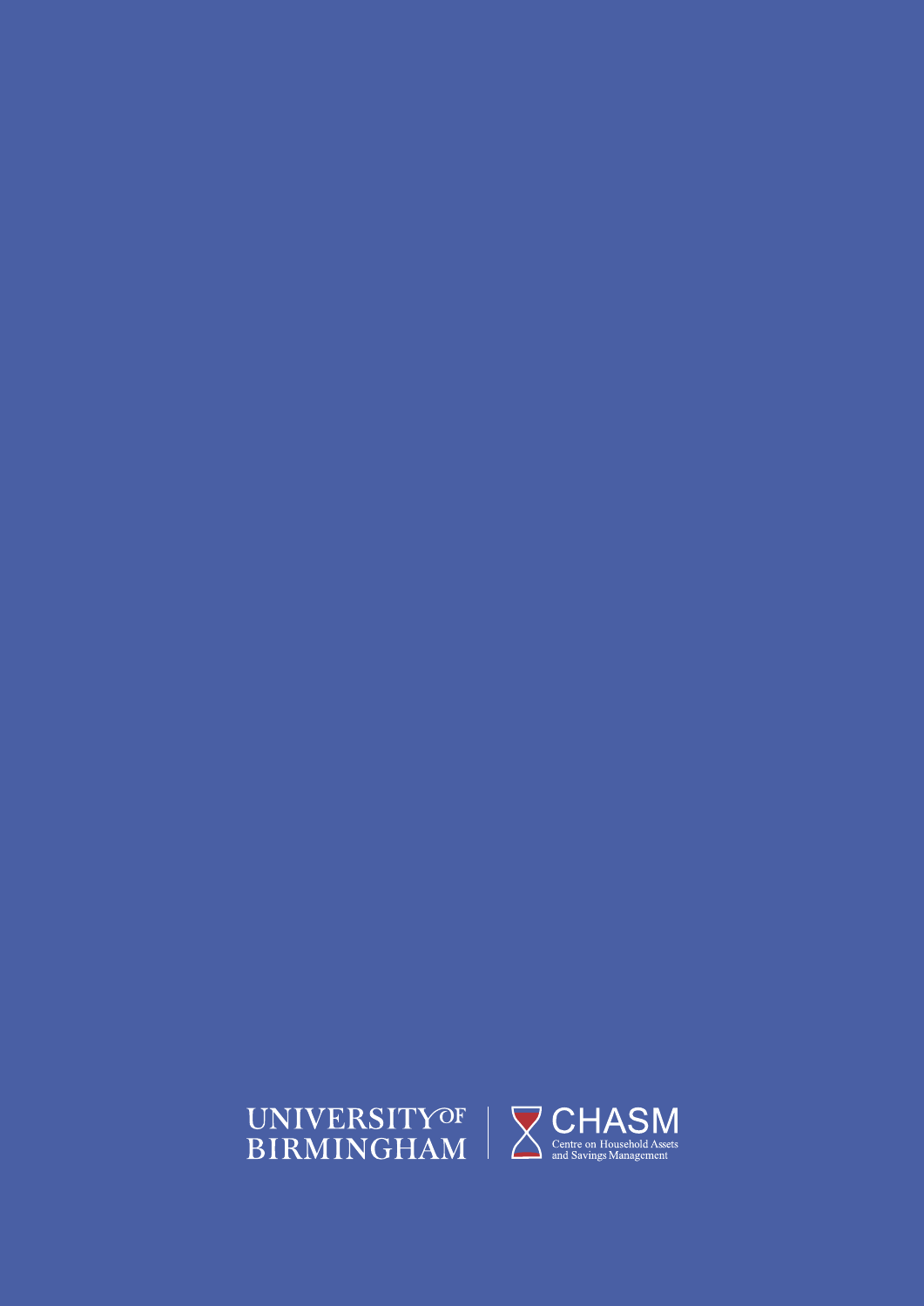UNIVERSITY OF BIRMINGHAM

CHASM

Centre on Household Assets and Savings Management